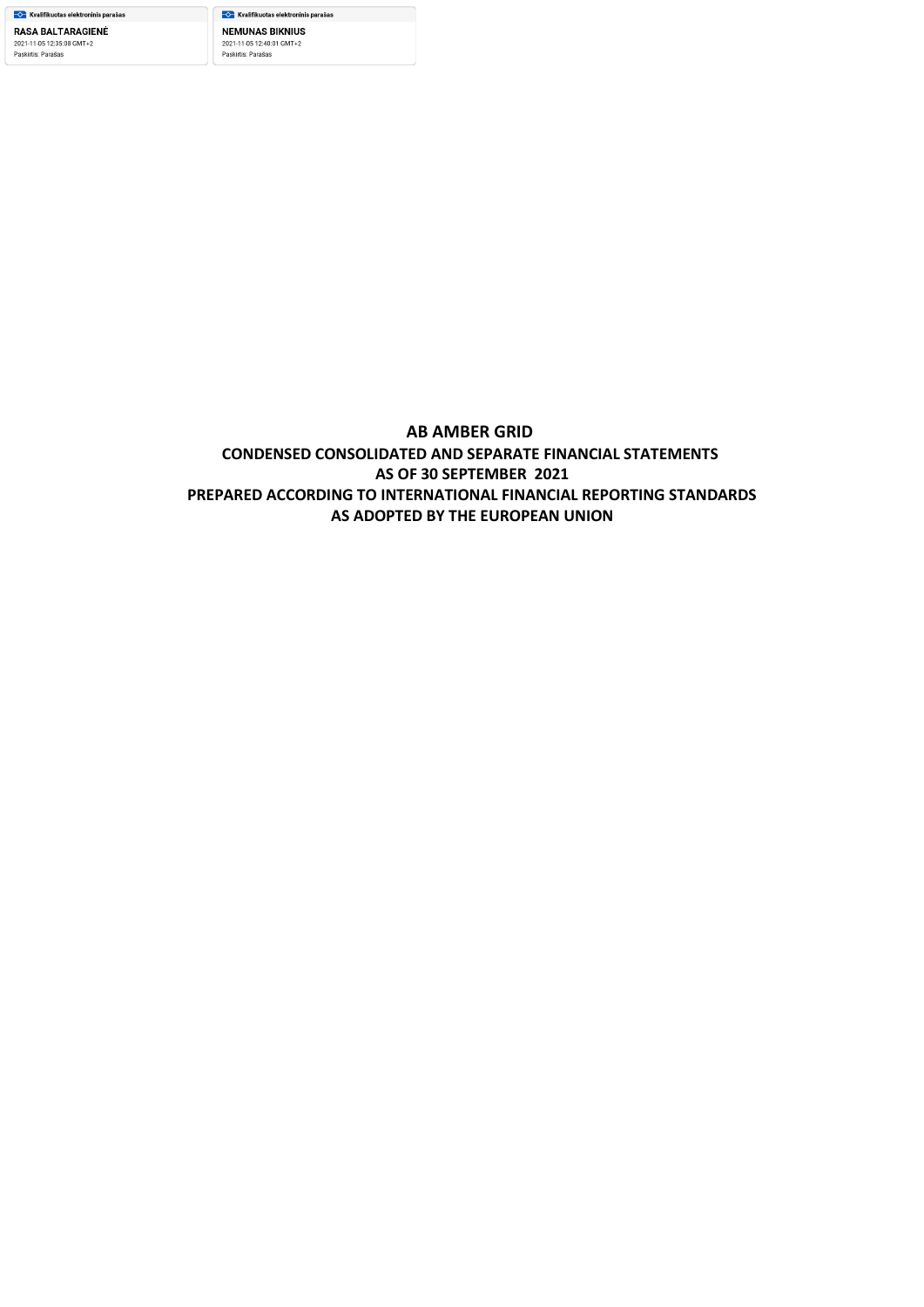Kvalifikuotas elektroninis parašas

**RASA BALTARAGIENĖ**

2021-11-05 12:35:08 GMT+2

Paskirtis: Parašas

Kvalifikuotas elektroninis parašas

**NEMUNAS BIKNIUS**

2021-11-05 12:40:01 GMT+2

Paskirtis: Parašas

# AB AMBER GRID

## CONDENSED CONSOLIDATED AND SEPARATE FINANCIAL STATEMENTS

## AS OF 30 SEPTEMBER 2021

## PREPARED ACCORDING TO INTERNATIONAL FINANCIAL REPORTING STANDARDS

## AS ADOPTED BY THE EUROPEAN UNION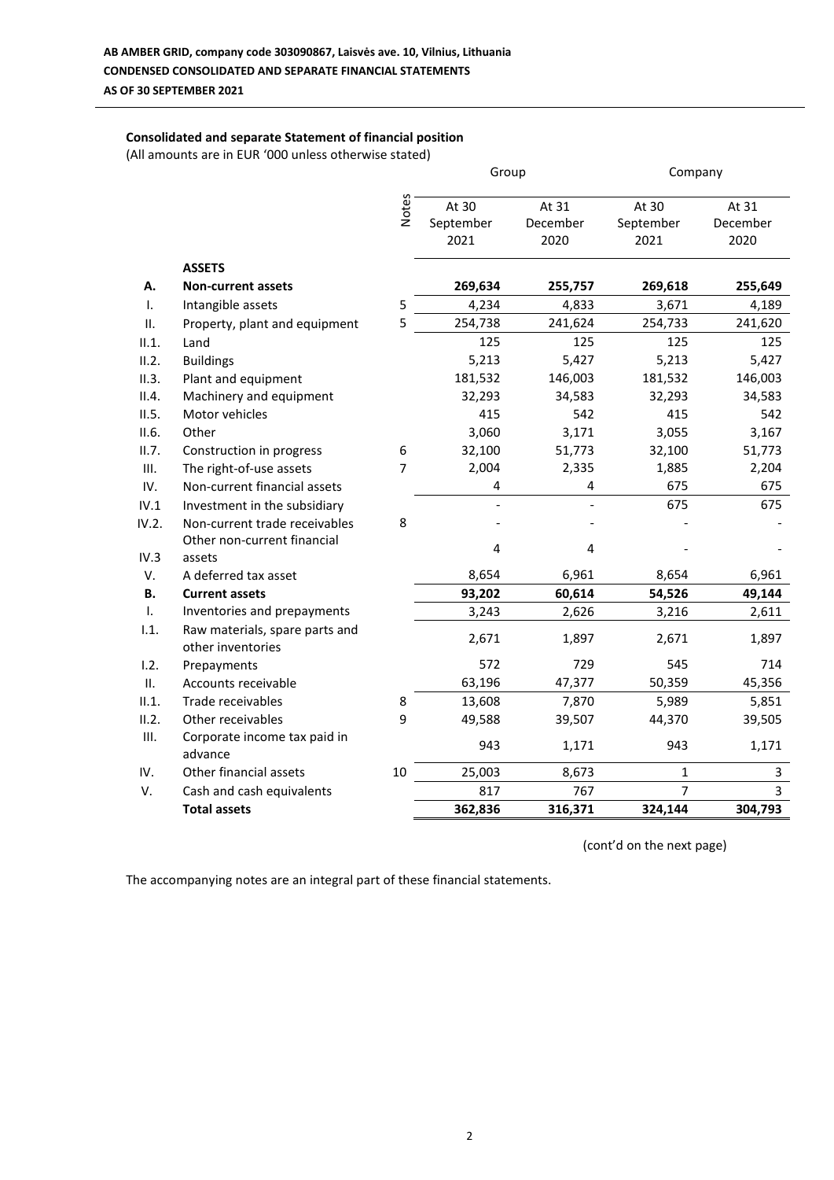**AB AMBER GRID, company code 303090867, Laisvės ave. 10, Vilnius, Lithuania**

**CONDENSED CONSOLIDATED AND SEPARATE FINANCIAL STATEMENTS**

**AS OF 30 SEPTEMBER 2021**

**Consolidated and separate Statement of financial position**

(All amounts are in EUR '000 unless otherwise stated)

| | | Notes | Group | | Company | |
|---|---|---|---|---|---|---|
| | | | At 30 September 2021 | At 31 December 2020 | At 30 September 2021 | At 31 December 2020 |
| | **ASSETS** | | | | | |
| **A.** | **Non-current assets** | | **269,634** | **255,757** | **269,618** | **255,649** |
| I. | Intangible assets | 5 | 4,234 | 4,833 | 3,671 | 4,189 |
| II. | Property, plant and equipment | 5 | 254,738 | 241,624 | 254,733 | 241,620 |
| II.1. | Land | | 125 | 125 | 125 | 125 |
| II.2. | Buildings | | 5,213 | 5,427 | 5,213 | 5,427 |
| II.3. | Plant and equipment | | 181,532 | 146,003 | 181,532 | 146,003 |
| II.4. | Machinery and equipment | | 32,293 | 34,583 | 32,293 | 34,583 |
| II.5. | Motor vehicles | | 415 | 542 | 415 | 542 |
| II.6. | Other | | 3,060 | 3,171 | 3,055 | 3,167 |
| II.7. | Construction in progress | 6 | 32,100 | 51,773 | 32,100 | 51,773 |
| III. | The right-of-use assets | 7 | 2,004 | 2,335 | 1,885 | 2,204 |
| IV. | Non-current financial assets | | 4 | 4 | 675 | 675 |
| IV.1 | Investment in the subsidiary | | - | - | 675 | 675 |
| IV.2. | Non-current trade receivables | 8 | - | - | - | - |
| IV.3 | Other non-current financial assets | | 4 | 4 | - | - |
| V. | A deferred tax asset | | 8,654 | 6,961 | 8,654 | 6,961 |
| **B.** | **Current assets** | | **93,202** | **60,614** | **54,526** | **49,144** |
| I. | Inventories and prepayments | | 3,243 | 2,626 | 3,216 | 2,611 |
| I.1. | Raw materials, spare parts and other inventories | | 2,671 | 1,897 | 2,671 | 1,897 |
| I.2. | Prepayments | | 572 | 729 | 545 | 714 |
| II. | Accounts receivable | | 63,196 | 47,377 | 50,359 | 45,356 |
| II.1. | Trade receivables | 8 | 13,608 | 7,870 | 5,989 | 5,851 |
| II.2. | Other receivables | 9 | 49,588 | 39,507 | 44,370 | 39,505 |
| III. | Corporate income tax paid in advance | | 943 | 1,171 | 943 | 1,171 |
| IV. | Other financial assets | 10 | 25,003 | 8,673 | 1 | 3 |
| V. | Cash and cash equivalents | | 817 | 767 | 7 | 3 |
| | **Total assets** | | **362,836** | **316,371** | **324,144** | **304,793** |

(cont'd on the next page)

The accompanying notes are an integral part of these financial statements.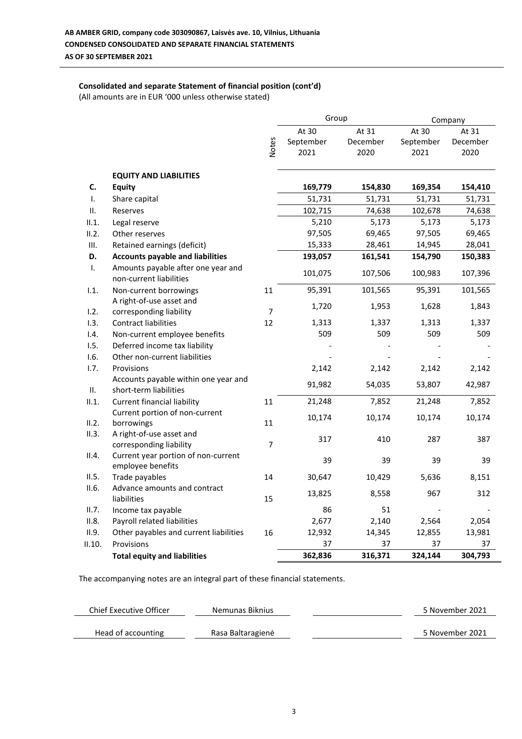**AB AMBER GRID, company code 303090867, Laisvės ave. 10, Vilnius, Lithuania**
**CONDENSED CONSOLIDATED AND SEPARATE FINANCIAL STATEMENTS**
**AS OF 30 SEPTEMBER 2021**

**Consolidated and separate Statement of financial position (cont'd)**
(All amounts are in EUR '000 unless otherwise stated)

| | | Notes | Group | | Company | |
|---|---|---|---|---|---|---|
| | | | At 30 September 2021 | At 31 December 2020 | At 30 September 2021 | At 31 December 2020 |
| | **EQUITY AND LIABILITIES** | | | | | |
| **C.** | **Equity** | | **169,779** | **154,830** | **169,354** | **154,410** |
| I. | Share capital | | 51,731 | 51,731 | 51,731 | 51,731 |
| II. | Reserves | | 102,715 | 74,638 | 102,678 | 74,638 |
| II.1. | Legal reserve | | 5,210 | 5,173 | 5,173 | 5,173 |
| II.2. | Other reserves | | 97,505 | 69,465 | 97,505 | 69,465 |
| III. | Retained earnings (deficit) | | 15,333 | 28,461 | 14,945 | 28,041 |
| **D.** | **Accounts payable and liabilities** | | **193,057** | **161,541** | **154,790** | **150,383** |
| I. | Amounts payable after one year and non-current liabilities | | 101,075 | 107,506 | 100,983 | 107,396 |
| I.1. | Non-current borrowings | 11 | 95,391 | 101,565 | 95,391 | 101,565 |
| I.2. | A right-of-use asset and corresponding liability | 7 | 1,720 | 1,953 | 1,628 | 1,843 |
| I.3. | Contract liabilities | 12 | 1,313 | 1,337 | 1,313 | 1,337 |
| I.4. | Non-current employee benefits | | 509 | 509 | 509 | 509 |
| I.5. | Deferred income tax liability | | - | - | - | - |
| I.6. | Other non-current liabilities | | - | - | - | - |
| I.7. | Provisions | | 2,142 | 2,142 | 2,142 | 2,142 |
| II. | Accounts payable within one year and short-term liabilities | | 91,982 | 54,035 | 53,807 | 42,987 |
| II.1. | Current financial liability | 11 | 21,248 | 7,852 | 21,248 | 7,852 |
| II.2. | Current portion of non-current borrowings | 11 | 10,174 | 10,174 | 10,174 | 10,174 |
| II.3. | A right-of-use asset and corresponding liability | 7 | 317 | 410 | 287 | 387 |
| II.4. | Current year portion of non-current employee benefits | | 39 | 39 | 39 | 39 |
| II.5. | Trade payables | 14 | 30,647 | 10,429 | 5,636 | 8,151 |
| II.6. | Advance amounts and contract liabilities | 15 | 13,825 | 8,558 | 967 | 312 |
| II.7. | Income tax payable | | 86 | 51 | - | - |
| II.8. | Payroll related liabilities | | 2,677 | 2,140 | 2,564 | 2,054 |
| II.9. | Other payables and current liabilities | 16 | 12,932 | 14,345 | 12,855 | 13,981 |
| II.10. | Provisions | | 37 | 37 | 37 | 37 |
| | **Total equity and liabilities** | | **362,836** | **316,371** | **324,144** | **304,793** |

The accompanying notes are an integral part of these financial statements.

| | | | |
|---|---|---|---|
| Chief Executive Officer | Nemunas Biknius | | 5 November 2021 |
| Head of accounting | Rasa Baltaragienė | | 5 November 2021 |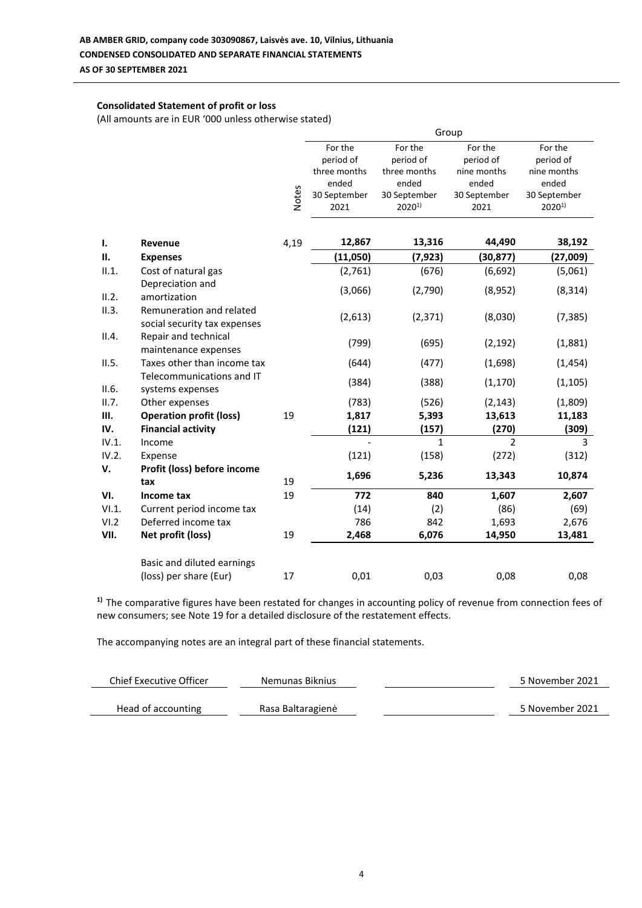**AB AMBER GRID, company code 303090867, Laisvės ave. 10, Vilnius, Lithuania**
**CONDENSED CONSOLIDATED AND SEPARATE FINANCIAL STATEMENTS**
**AS OF 30 SEPTEMBER 2021**

**Consolidated Statement of profit or loss**
(All amounts are in EUR '000 unless otherwise stated)

| | | Notes | Group | | | |
|---|---|---|---|---|---|---|
| | | | For the period of three months ended 30 September 2021 | For the period of three months ended 30 September 2020[1)] | For the period of nine months ended 30 September 2021 | For the period of nine months ended 30 September 2020[1)] |
| **I.** | **Revenue** | 4,19 | **12,867** | **13,316** | **44,490** | **38,192** |
| **II.** | **Expenses** | | **(11,050)** | **(7,923)** | **(30,877)** | **(27,009)** |
| II.1. | Cost of natural gas | | (2,761) | (676) | (6,692) | (5,061) |
| II.2. | Depreciation and amortization | | (3,066) | (2,790) | (8,952) | (8,314) |
| II.3. | Remuneration and related social security tax expenses | | (2,613) | (2,371) | (8,030) | (7,385) |
| II.4. | Repair and technical maintenance expenses | | (799) | (695) | (2,192) | (1,881) |
| II.5. | Taxes other than income tax | | (644) | (477) | (1,698) | (1,454) |
| II.6. | Telecommunications and IT systems expenses | | (384) | (388) | (1,170) | (1,105) |
| II.7. | Other expenses | | (783) | (526) | (2,143) | (1,809) |
| **III.** | **Operation profit (loss)** | 19 | **1,817** | **5,393** | **13,613** | **11,183** |
| **IV.** | **Financial activity** | | **(121)** | **(157)** | **(270)** | **(309)** |
| IV.1. | Income | | - | 1 | 2 | 3 |
| IV.2. | Expense | | (121) | (158) | (272) | (312) |
| **V.** | **Profit (loss) before income tax** | 19 | **1,696** | **5,236** | **13,343** | **10,874** |
| **VI.** | **Income tax** | 19 | **772** | **840** | **1,607** | **2,607** |
| VI.1. | Current period income tax | | (14) | (2) | (86) | (69) |
| VI.2 | Deferred income tax | | 786 | 842 | 1,693 | 2,676 |
| **VII.** | **Net profit (loss)** | 19 | **2,468** | **6,076** | **14,950** | **13,481** |
| | Basic and diluted earnings (loss) per share (Eur) | 17 | 0,01 | 0,03 | 0,08 | 0,08 |

[1)] The comparative figures have been restated for changes in accounting policy of revenue from connection fees of new consumers; see Note 19 for a detailed disclosure of the restatement effects.

The accompanying notes are an integral part of these financial statements.

| Chief Executive Officer | Nemunas Biknius | | 5 November 2021 |
|---|---|---|---|
| Head of accounting | Rasa Baltaragienė | | 5 November 2021 |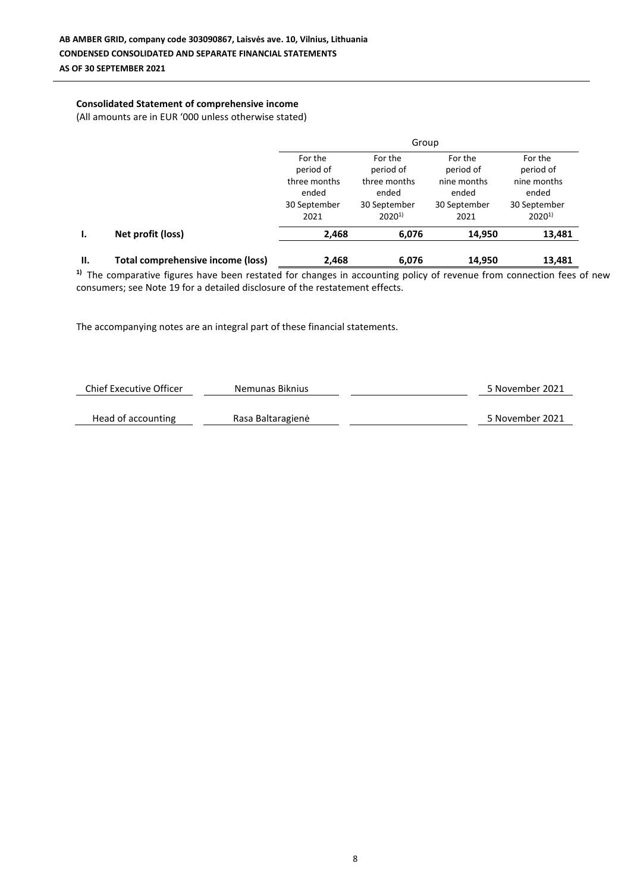AB AMBER GRID, company code 303090867, Laisvės ave. 10, Vilnius, Lithuania
CONDENSED CONSOLIDATED AND SEPARATE FINANCIAL STATEMENTS
AS OF 30 SEPTEMBER 2021

### Consolidated Statement of comprehensive income

(All amounts are in EUR '000 unless otherwise stated)

| | | Group | | | |
|---|---|---|---|---|---|
| | | For the period of three months ended 30 September 2021 | For the period of three months ended 30 September 2020[1)] | For the period of nine months ended 30 September 2021 | For the period of nine months ended 30 September 2020[1)] |
| **I.** | **Net profit (loss)** | **2,468** | **6,076** | **14,950** | **13,481** |
| **II.** | **Total comprehensive income (loss)** | **2,468** | **6,076** | **14,950** | **13,481** |

[1)] The comparative figures have been restated for changes in accounting policy of revenue from connection fees of new consumers; see Note 19 for a detailed disclosure of the restatement effects.

The accompanying notes are an integral part of these financial statements.

| Chief Executive Officer | Nemunas Biknius | | 5 November 2021 |
|---|---|---|---|
| Head of accounting | Rasa Baltaragienė | | 5 November 2021 |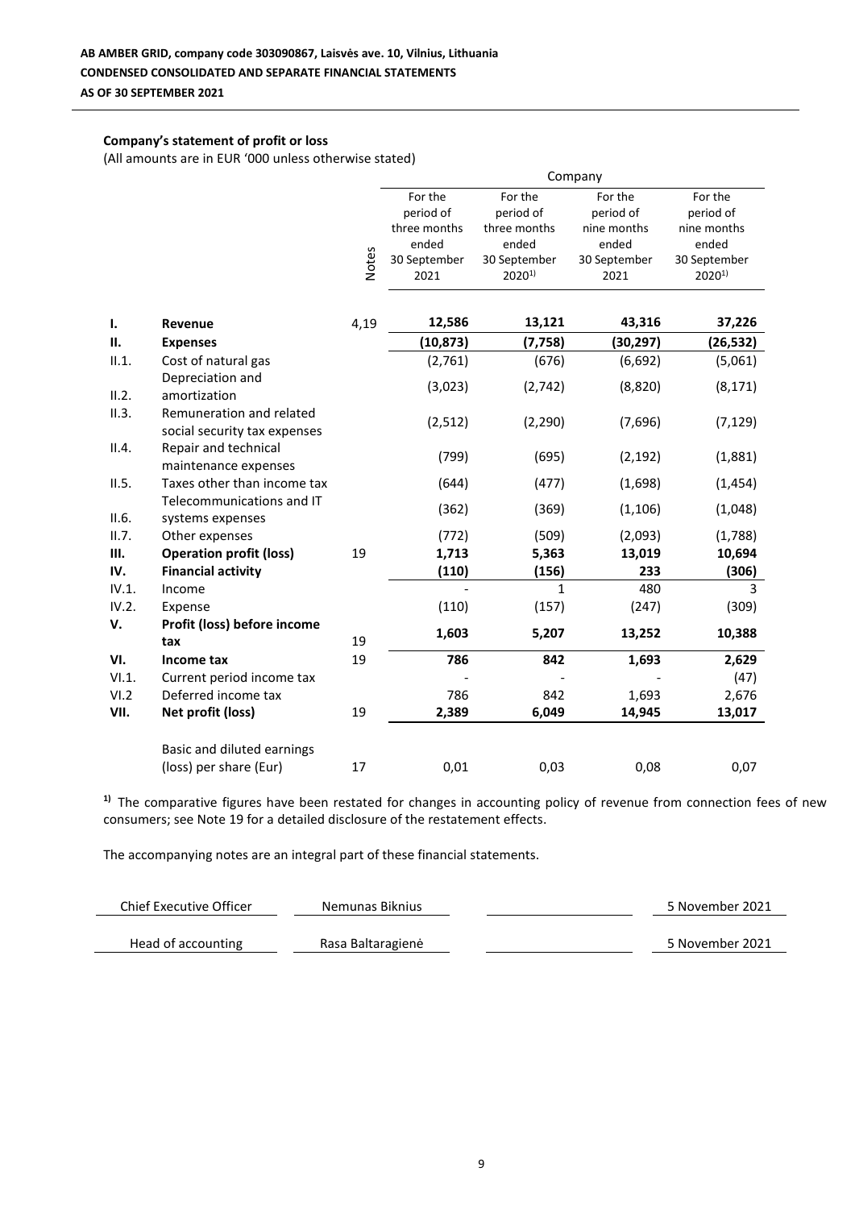**AB AMBER GRID, company code 303090867, Laisvės ave. 10, Vilnius, Lithuania**
**CONDENSED CONSOLIDATED AND SEPARATE FINANCIAL STATEMENTS**
**AS OF 30 SEPTEMBER 2021**

**Company's statement of profit or loss**
(All amounts are in EUR '000 unless otherwise stated)

| | | Notes | Company | | | |
|---|---|---|---|---|---|---|
| | | | For the period of three months ended 30 September 2021 | For the period of three months ended 30 September 2020[1)] | For the period of nine months ended 30 September 2021 | For the period of nine months ended 30 September 2020[1)] |
| **I.** | **Revenue** | 4,19 | **12,586** | **13,121** | **43,316** | **37,226** |
| **II.** | **Expenses** | | **(10,873)** | **(7,758)** | **(30,297)** | **(26,532)** |
| II.1. | Cost of natural gas | | (2,761) | (676) | (6,692) | (5,061) |
| II.2. | Depreciation and amortization | | (3,023) | (2,742) | (8,820) | (8,171) |
| II.3. | Remuneration and related social security tax expenses | | (2,512) | (2,290) | (7,696) | (7,129) |
| II.4. | Repair and technical maintenance expenses | | (799) | (695) | (2,192) | (1,881) |
| II.5. | Taxes other than income tax | | (644) | (477) | (1,698) | (1,454) |
| II.6. | Telecommunications and IT systems expenses | | (362) | (369) | (1,106) | (1,048) |
| II.7. | Other expenses | | (772) | (509) | (2,093) | (1,788) |
| **III.** | **Operation profit (loss)** | 19 | **1,713** | **5,363** | **13,019** | **10,694** |
| **IV.** | **Financial activity** | | **(110)** | **(156)** | **233** | **(306)** |
| IV.1. | Income | | - | 1 | 480 | 3 |
| IV.2. | Expense | | (110) | (157) | (247) | (309) |
| **V.** | **Profit (loss) before income tax** | 19 | **1,603** | **5,207** | **13,252** | **10,388** |
| **VI.** | **Income tax** | 19 | **786** | **842** | **1,693** | **2,629** |
| VI.1. | Current period income tax | | - | - | - | (47) |
| VI.2 | Deferred income tax | | 786 | 842 | 1,693 | 2,676 |
| **VII.** | **Net profit (loss)** | 19 | **2,389** | **6,049** | **14,945** | **13,017** |
| | Basic and diluted earnings (loss) per share (Eur) | 17 | 0,01 | 0,03 | 0,08 | 0,07 |

[1)] The comparative figures have been restated for changes in accounting policy of revenue from connection fees of new consumers; see Note 19 for a detailed disclosure of the restatement effects.

The accompanying notes are an integral part of these financial statements.

| | | | |
|---|---|---|---|
| Chief Executive Officer | Nemunas Biknius | | 5 November 2021 |
| Head of accounting | Rasa Baltaragienė | | 5 November 2021 |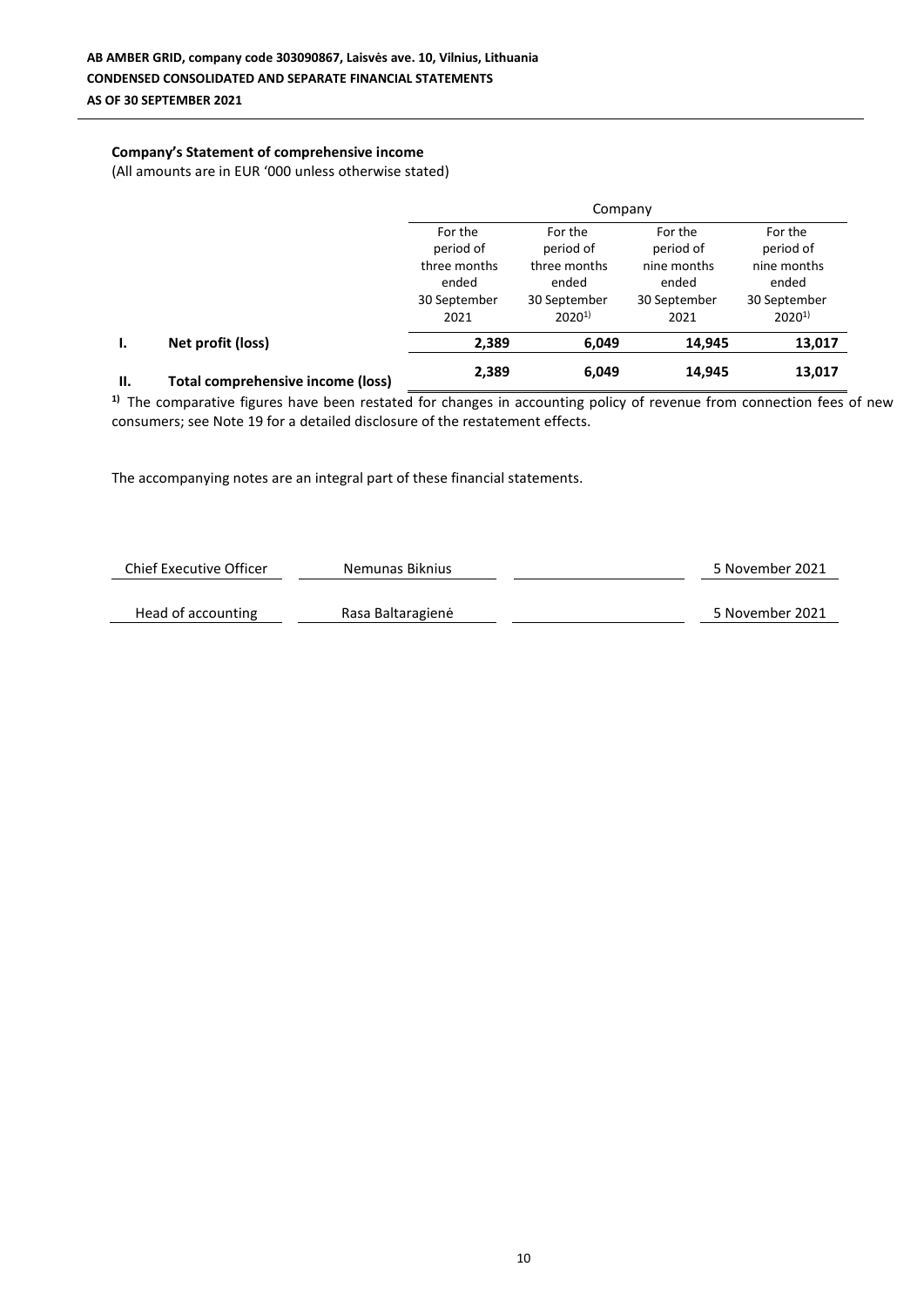**AB AMBER GRID, company code 303090867, Laisvės ave. 10, Vilnius, Lithuania**
**CONDENSED CONSOLIDATED AND SEPARATE FINANCIAL STATEMENTS**
**AS OF 30 SEPTEMBER 2021**

**Company's Statement of comprehensive income**
(All amounts are in EUR '000 unless otherwise stated)

| | | Company | | | |
|---|---|---|---|---|---|
| | | For the period of three months ended 30 September 2021 | For the period of three months ended 30 September 2020[1)] | For the period of nine months ended 30 September 2021 | For the period of nine months ended 30 September 2020[1)] |
| **I.** | **Net profit (loss)** | **2,389** | **6,049** | **14,945** | **13,017** |
| **II.** | **Total comprehensive income (loss)** | **2,389** | **6,049** | **14,945** | **13,017** |

**1)** The comparative figures have been restated for changes in accounting policy of revenue from connection fees of new consumers; see Note 19 for a detailed disclosure of the restatement effects.

The accompanying notes are an integral part of these financial statements.

| | | | |
|---|---|---|---|
| Chief Executive Officer | Nemunas Biknius | | 5 November 2021 |
| Head of accounting | Rasa Baltaragienė | | 5 November 2021 |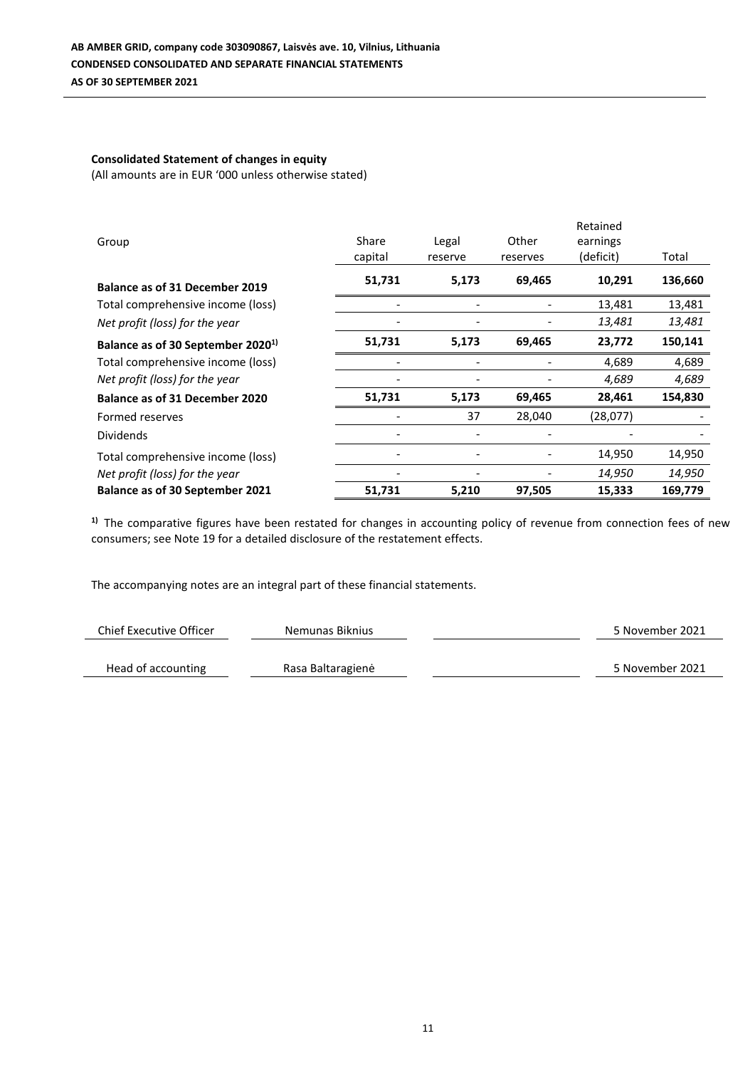**AB AMBER GRID, company code 303090867, Laisvės ave. 10, Vilnius, Lithuania**

**CONDENSED CONSOLIDATED AND SEPARATE FINANCIAL STATEMENTS**

**AS OF 30 SEPTEMBER 2021**

**Consolidated Statement of changes in equity**

(All amounts are in EUR '000 unless otherwise stated)

| Group | Share capital | Legal reserve | Other reserves | Retained earnings (deficit) | Total |
|---|---|---|---|---|---|
| **Balance as of 31 December 2019** | **51,731** | **5,173** | **69,465** | **10,291** | **136,660** |
| Total comprehensive income (loss) | - | - | - | 13,481 | 13,481 |
| *Net profit (loss) for the year* | - | - | - | *13,481* | *13,481* |
| **Balance as of 30 September 2020[1)]** | **51,731** | **5,173** | **69,465** | **23,772** | **150,141** |
| Total comprehensive income (loss) | - | - | - | 4,689 | 4,689 |
| *Net profit (loss) for the year* | - | - | - | *4,689* | *4,689* |
| **Balance as of 31 December 2020** | **51,731** | **5,173** | **69,465** | **28,461** | **154,830** |
| Formed reserves | - | 37 | 28,040 | (28,077) | - |
| Dividends | - | - | - | - | - |
| Total comprehensive income (loss) | - | - | - | 14,950 | 14,950 |
| *Net profit (loss) for the year* | - | - | - | *14,950* | *14,950* |
| **Balance as of 30 September 2021** | **51,731** | **5,210** | **97,505** | **15,333** | **169,779** |

[1)] The comparative figures have been restated for changes in accounting policy of revenue from connection fees of new consumers; see Note 19 for a detailed disclosure of the restatement effects.

The accompanying notes are an integral part of these financial statements.

| Chief Executive Officer | Nemunas Biknius | | 5 November 2021 |
|---|---|---|---|
| Head of accounting | Rasa Baltaragienė | | 5 November 2021 |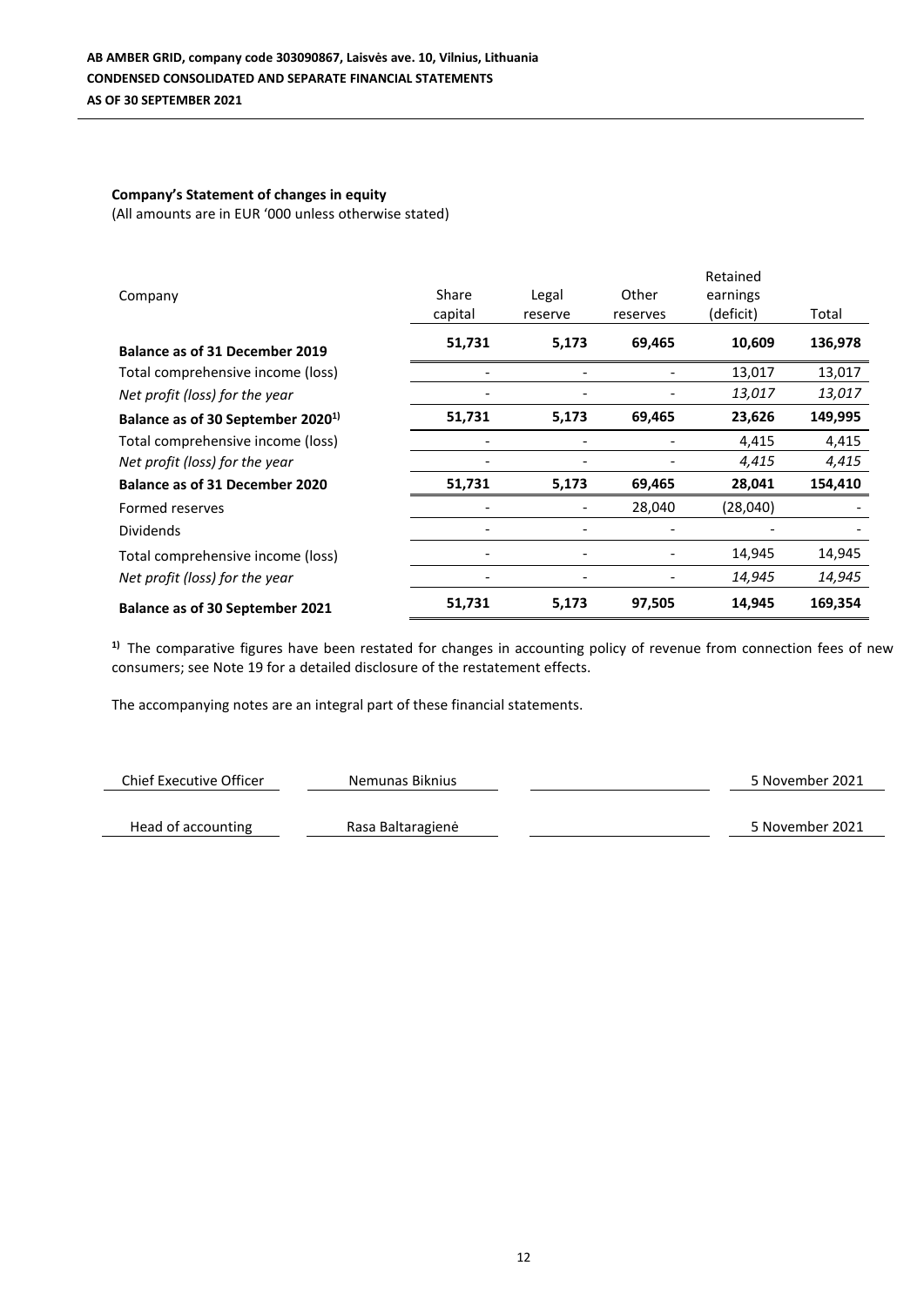**AB AMBER GRID, company code 303090867, Laisvės ave. 10, Vilnius, Lithuania**
**CONDENSED CONSOLIDATED AND SEPARATE FINANCIAL STATEMENTS**
**AS OF 30 SEPTEMBER 2021**

**Company's Statement of changes in equity**
(All amounts are in EUR '000 unless otherwise stated)

| Company | Share capital | Legal reserve | Other reserves | Retained earnings (deficit) | Total |
|---|---|---|---|---|---|
| **Balance as of 31 December 2019** | **51,731** | **5,173** | **69,465** | **10,609** | **136,978** |
| Total comprehensive income (loss) | - | - | - | 13,017 | 13,017 |
| *Net profit (loss) for the year* | - | - | - | *13,017* | *13,017* |
| **Balance as of 30 September 2020[1)]** | **51,731** | **5,173** | **69,465** | **23,626** | **149,995** |
| Total comprehensive income (loss) | - | - | - | 4,415 | 4,415 |
| *Net profit (loss) for the year* | - | - | - | *4,415* | *4,415* |
| **Balance as of 31 December 2020** | **51,731** | **5,173** | **69,465** | **28,041** | **154,410** |
| Formed reserves | - | - | 28,040 | (28,040) | - |
| Dividends | - | - | - | - | - |
| Total comprehensive income (loss) | - | - | - | 14,945 | 14,945 |
| *Net profit (loss) for the year* | - | - | - | *14,945* | *14,945* |
| **Balance as of 30 September 2021** | **51,731** | **5,173** | **97,505** | **14,945** | **169,354** |

[1)] The comparative figures have been restated for changes in accounting policy of revenue from connection fees of new consumers; see Note 19 for a detailed disclosure of the restatement effects.

The accompanying notes are an integral part of these financial statements.

| Chief Executive Officer | Nemunas Biknius | | 5 November 2021 |
|---|---|---|---|
| Head of accounting | Rasa Baltaragienė | | 5 November 2021 |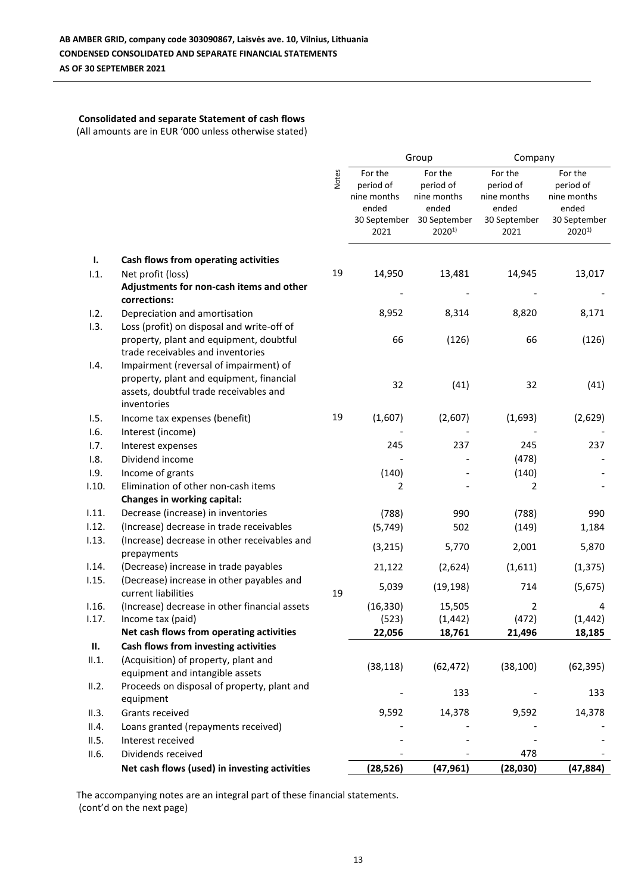**AB AMBER GRID, company code 303090867, Laisvės ave. 10, Vilnius, Lithuania**
**CONDENSED CONSOLIDATED AND SEPARATE FINANCIAL STATEMENTS**
**AS OF 30 SEPTEMBER 2021**

### Consolidated and separate Statement of cash flows

(All amounts are in EUR '000 unless otherwise stated)

| | | Notes | Group | | Company | |
|---|---|---|---|---|---|---|
| | | | For the period of nine months ended 30 September 2021 | For the period of nine months ended 30 September 2020[1)] | For the period of nine months ended 30 September 2021 | For the period of nine months ended 30 September 2020[1)] |
| **I.** | **Cash flows from operating activities** | | | | | |
| I.1. | Net profit (loss) | 19 | 14,950 | 13,481 | 14,945 | 13,017 |
| | **Adjustments for non-cash items and other corrections:** | | - | - | - | - |
| I.2. | Depreciation and amortisation | | 8,952 | 8,314 | 8,820 | 8,171 |
| I.3. | Loss (profit) on disposal and write-off of property, plant and equipment, doubtful trade receivables and inventories | | 66 | (126) | 66 | (126) |
| I.4. | Impairment (reversal of impairment) of property, plant and equipment, financial assets, doubtful trade receivables and inventories | | 32 | (41) | 32 | (41) |
| I.5. | Income tax expenses (benefit) | 19 | (1,607) | (2,607) | (1,693) | (2,629) |
| I.6. | Interest (income) | | - | - | - | - |
| I.7. | Interest expenses | | 245 | 237 | 245 | 237 |
| I.8. | Dividend income | | - | - | (478) | - |
| I.9. | Income of grants | | (140) | - | (140) | - |
| I.10. | Elimination of other non-cash items | | 2 | - | 2 | - |
| | **Changes in working capital:** | | | | | |
| I.11. | Decrease (increase) in inventories | | (788) | 990 | (788) | 990 |
| I.12. | (Increase) decrease in trade receivables | | (5,749) | 502 | (149) | 1,184 |
| I.13. | (Increase) decrease in other receivables and prepayments | | (3,215) | 5,770 | 2,001 | 5,870 |
| I.14. | (Decrease) increase in trade payables | | 21,122 | (2,624) | (1,611) | (1,375) |
| I.15. | (Decrease) increase in other payables and current liabilities | 19 | 5,039 | (19,198) | 714 | (5,675) |
| I.16. | (Increase) decrease in other financial assets | | (16,330) | 15,505 | 2 | 4 |
| I.17. | Income tax (paid) | | (523) | (1,442) | (472) | (1,442) |
| | **Net cash flows from operating activities** | | **22,056** | **18,761** | **21,496** | **18,185** |
| **II.** | **Cash flows from investing activities** | | | | | |
| II.1. | (Acquisition) of property, plant and equipment and intangible assets | | (38,118) | (62,472) | (38,100) | (62,395) |
| II.2. | Proceeds on disposal of property, plant and equipment | | - | 133 | - | 133 |
| II.3. | Grants received | | 9,592 | 14,378 | 9,592 | 14,378 |
| II.4. | Loans granted (repayments received) | | - | - | - | - |
| II.5. | Interest received | | - | - | - | - |
| II.6. | Dividends received | | - | - | 478 | - |
| | **Net cash flows (used) in investing activities** | | **(28,526)** | **(47,961)** | **(28,030)** | **(47,884)** |

The accompanying notes are an integral part of these financial statements.
(cont'd on the next page)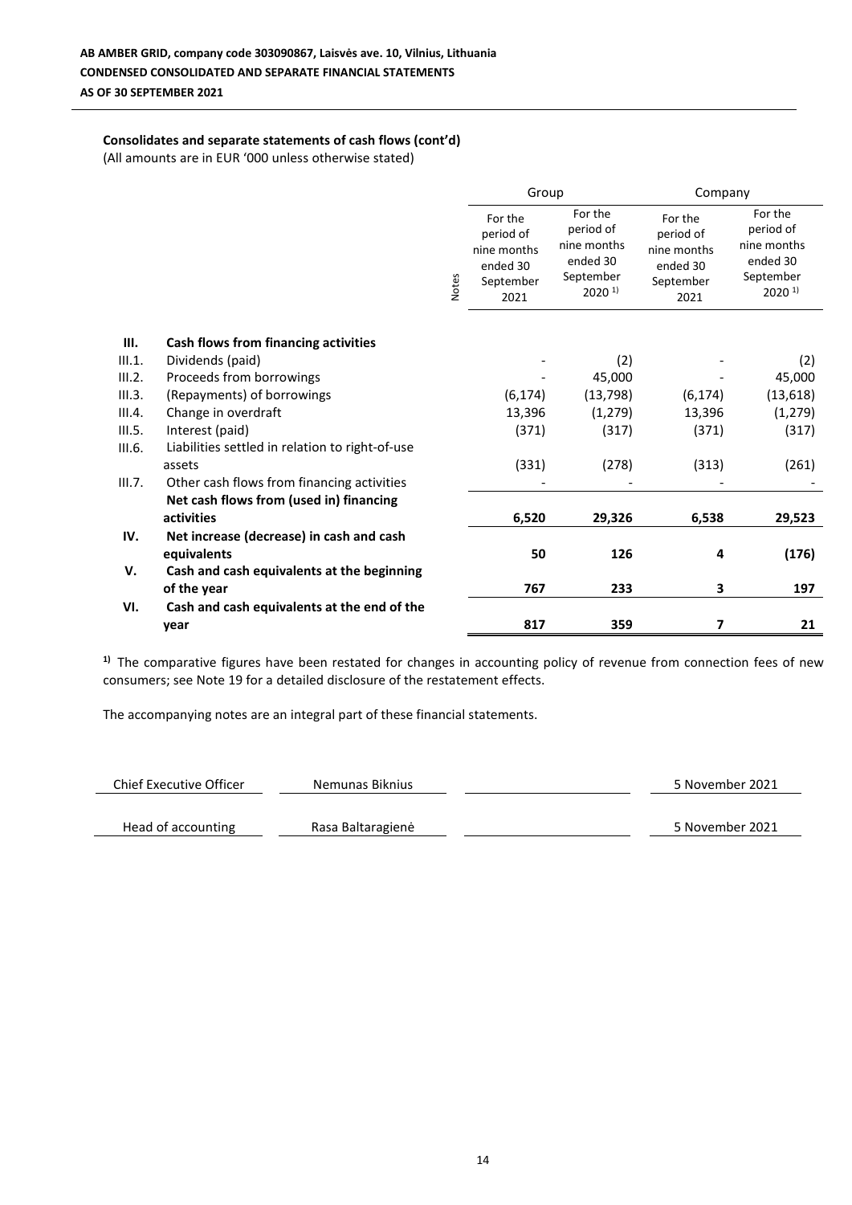**AB AMBER GRID, company code 303090867, Laisvės ave. 10, Vilnius, Lithuania**
**CONDENSED CONSOLIDATED AND SEPARATE FINANCIAL STATEMENTS**
**AS OF 30 SEPTEMBER 2021**

**Consolidates and separate statements of cash flows (cont'd)**
(All amounts are in EUR '000 unless otherwise stated)

| | | Notes | Group | | Company | |
|---|---|---|---|---|---|---|
| | | | For the period of nine months ended 30 September 2021 | For the period of nine months ended 30 September 2020 [1] | For the period of nine months ended 30 September 2021 | For the period of nine months ended 30 September 2020 [1] |
| **III.** | **Cash flows from financing activities** | | | | | |
| III.1. | Dividends (paid) | | - | (2) | - | (2) |
| III.2. | Proceeds from borrowings | | - | 45,000 | - | 45,000 |
| III.3. | (Repayments) of borrowings | | (6,174) | (13,798) | (6,174) | (13,618) |
| III.4. | Change in overdraft | | 13,396 | (1,279) | 13,396 | (1,279) |
| III.5. | Interest (paid) | | (371) | (317) | (371) | (317) |
| III.6. | Liabilities settled in relation to right-of-use assets | | (331) | (278) | (313) | (261) |
| III.7. | Other cash flows from financing activities | | - | - | - | - |
| | **Net cash flows from (used in) financing activities** | | **6,520** | **29,326** | **6,538** | **29,523** |
| **IV.** | **Net increase (decrease) in cash and cash equivalents** | | **50** | **126** | **4** | **(176)** |
| **V.** | **Cash and cash equivalents at the beginning of the year** | | **767** | **233** | **3** | **197** |
| **VI.** | **Cash and cash equivalents at the end of the year** | | **817** | **359** | **7** | **21** |

**[1)]** The comparative figures have been restated for changes in accounting policy of revenue from connection fees of new consumers; see Note 19 for a detailed disclosure of the restatement effects.

The accompanying notes are an integral part of these financial statements.

| | | | |
|---|---|---|---|
| Chief Executive Officer | Nemunas Biknius | | 5 November 2021 |
| Head of accounting | Rasa Baltaragienė | | 5 November 2021 |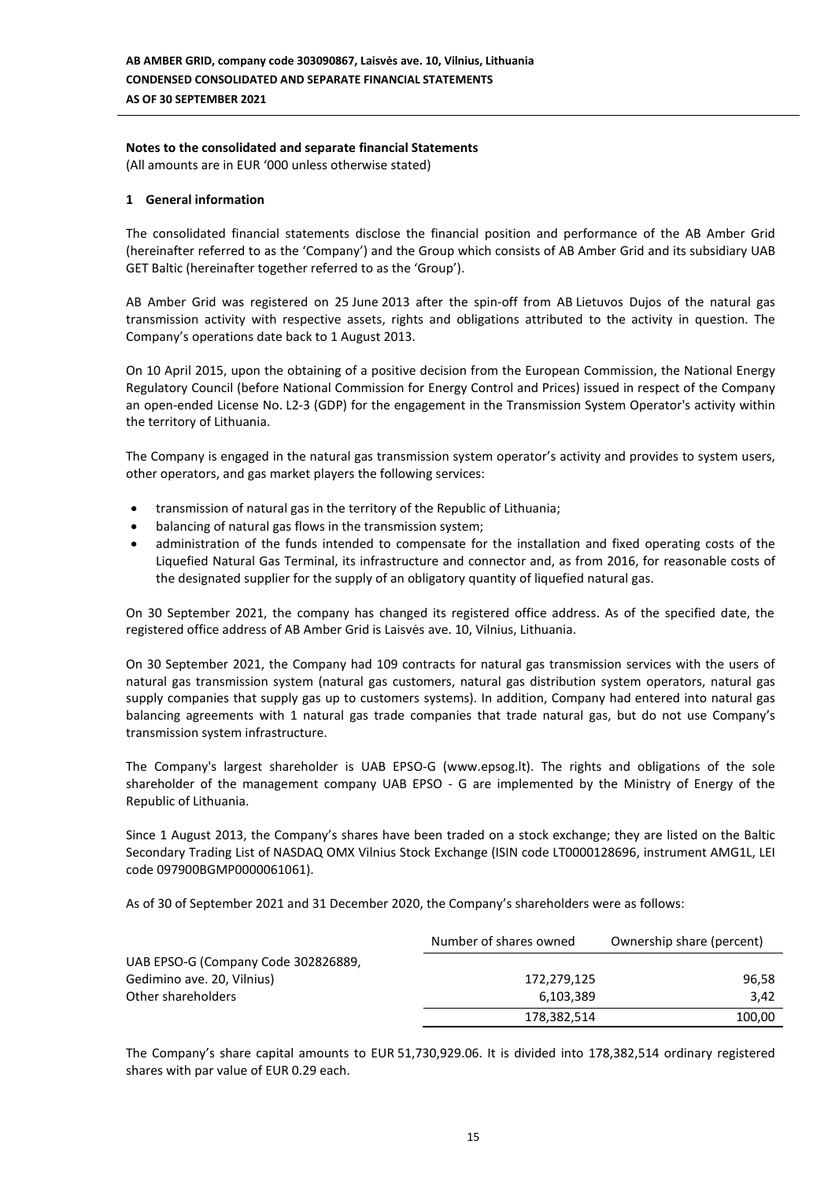## Notes to the consolidated and separate financial Statements

(All amounts are in EUR '000 unless otherwise stated)

### 1 General information

The consolidated financial statements disclose the financial position and performance of the AB Amber Grid (hereinafter referred to as the 'Company') and the Group which consists of AB Amber Grid and its subsidiary UAB GET Baltic (hereinafter together referred to as the 'Group').

AB Amber Grid was registered on 25 June 2013 after the spin-off from AB Lietuvos Dujos of the natural gas transmission activity with respective assets, rights and obligations attributed to the activity in question. The Company's operations date back to 1 August 2013.

On 10 April 2015, upon the obtaining of a positive decision from the European Commission, the National Energy Regulatory Council (before National Commission for Energy Control and Prices) issued in respect of the Company an open-ended License No. L2-3 (GDP) for the engagement in the Transmission System Operator's activity within the territory of Lithuania.

The Company is engaged in the natural gas transmission system operator's activity and provides to system users, other operators, and gas market players the following services:

- transmission of natural gas in the territory of the Republic of Lithuania;
- balancing of natural gas flows in the transmission system;
- administration of the funds intended to compensate for the installation and fixed operating costs of the Liquefied Natural Gas Terminal, its infrastructure and connector and, as from 2016, for reasonable costs of the designated supplier for the supply of an obligatory quantity of liquefied natural gas.

On 30 September 2021, the company has changed its registered office address. As of the specified date, the registered office address of AB Amber Grid is Laisvės ave. 10, Vilnius, Lithuania.

On 30 September 2021, the Company had 109 contracts for natural gas transmission services with the users of natural gas transmission system (natural gas customers, natural gas distribution system operators, natural gas supply companies that supply gas up to customers systems). In addition, Company had entered into natural gas balancing agreements with 1 natural gas trade companies that trade natural gas, but do not use Company's transmission system infrastructure.

The Company's largest shareholder is UAB EPSO-G (www.epsog.lt). The rights and obligations of the sole shareholder of the management company UAB EPSO - G are implemented by the Ministry of Energy of the Republic of Lithuania.

Since 1 August 2013, the Company's shares have been traded on a stock exchange; they are listed on the Baltic Secondary Trading List of NASDAQ OMX Vilnius Stock Exchange (ISIN code LT0000128696, instrument AMG1L, LEI code 097900BGMP0000061061).

As of 30 of September 2021 and 31 December 2020, the Company's shareholders were as follows:

| | Number of shares owned | Ownership share (percent) |
|---|---|---|
| UAB EPSO-G (Company Code 302826889, Gedimino ave. 20, Vilnius) | 172,279,125 | 96,58 |
| Other shareholders | 6,103,389 | 3,42 |
| | 178,382,514 | 100,00 |

The Company's share capital amounts to EUR 51,730,929.06. It is divided into 178,382,514 ordinary registered shares with par value of EUR 0.29 each.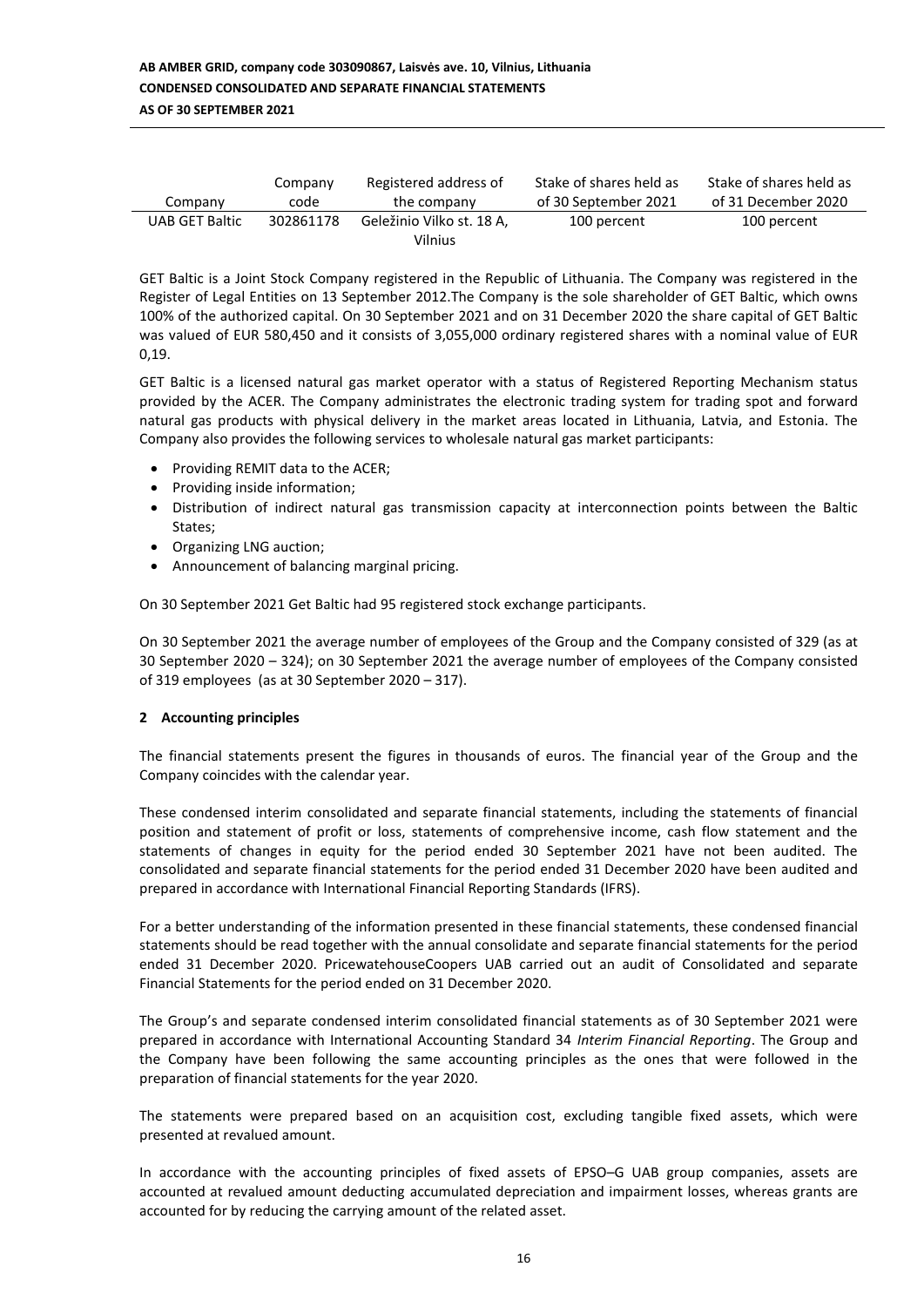| Company | Company code | Registered address of the company | Stake of shares held as of 30 September 2021 | Stake of shares held as of 31 December 2020 |
| --- | --- | --- | --- | --- |
| UAB GET Baltic | 302861178 | Geležinio Vilko st. 18 A, Vilnius | 100 percent | 100 percent |

GET Baltic is a Joint Stock Company registered in the Republic of Lithuania. The Company was registered in the Register of Legal Entities on 13 September 2012.The Company is the sole shareholder of GET Baltic, which owns 100% of the authorized capital. On 30 September 2021 and on 31 December 2020 the share capital of GET Baltic was valued of EUR 580,450 and it consists of 3,055,000 ordinary registered shares with a nominal value of EUR 0,19.

GET Baltic is a licensed natural gas market operator with a status of Registered Reporting Mechanism status provided by the ACER. The Company administrates the electronic trading system for trading spot and forward natural gas products with physical delivery in the market areas located in Lithuania, Latvia, and Estonia. The Company also provides the following services to wholesale natural gas market participants:

- Providing REMIT data to the ACER;
- Providing inside information;
- Distribution of indirect natural gas transmission capacity at interconnection points between the Baltic States;
- Organizing LNG auction;
- Announcement of balancing marginal pricing.

On 30 September 2021 Get Baltic had 95 registered stock exchange participants.

On 30 September 2021 the average number of employees of the Group and the Company consisted of 329 (as at 30 September 2020 – 324); on 30 September 2021 the average number of employees of the Company consisted of 319 employees (as at 30 September 2020 – 317).

## 2 Accounting principles

The financial statements present the figures in thousands of euros. The financial year of the Group and the Company coincides with the calendar year.

These condensed interim consolidated and separate financial statements, including the statements of financial position and statement of profit or loss, statements of comprehensive income, cash flow statement and the statements of changes in equity for the period ended 30 September 2021 have not been audited. The consolidated and separate financial statements for the period ended 31 December 2020 have been audited and prepared in accordance with International Financial Reporting Standards (IFRS).

For a better understanding of the information presented in these financial statements, these condensed financial statements should be read together with the annual consolidate and separate financial statements for the period ended 31 December 2020. PricewatehouseCoopers UAB carried out an audit of Consolidated and separate Financial Statements for the period ended on 31 December 2020.

The Group's and separate condensed interim consolidated financial statements as of 30 September 2021 were prepared in accordance with International Accounting Standard 34 *Interim Financial Reporting*. The Group and the Company have been following the same accounting principles as the ones that were followed in the preparation of financial statements for the year 2020.

The statements were prepared based on an acquisition cost, excluding tangible fixed assets, which were presented at revalued amount.

In accordance with the accounting principles of fixed assets of EPSO–G UAB group companies, assets are accounted at revalued amount deducting accumulated depreciation and impairment losses, whereas grants are accounted for by reducing the carrying amount of the related asset.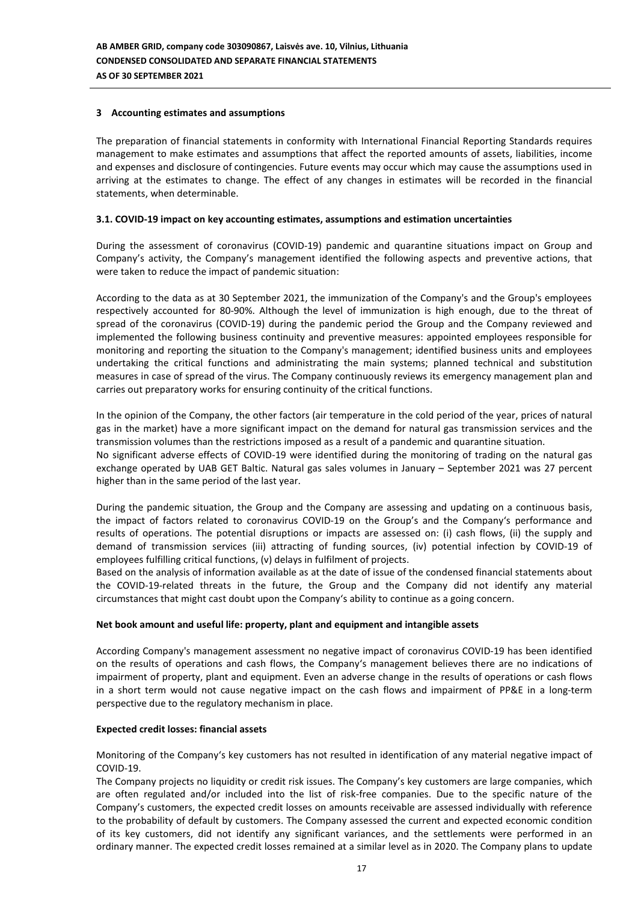## 3 Accounting estimates and assumptions

The preparation of financial statements in conformity with International Financial Reporting Standards requires management to make estimates and assumptions that affect the reported amounts of assets, liabilities, income and expenses and disclosure of contingencies. Future events may occur which may cause the assumptions used in arriving at the estimates to change. The effect of any changes in estimates will be recorded in the financial statements, when determinable.

### 3.1. COVID-19 impact on key accounting estimates, assumptions and estimation uncertainties

During the assessment of coronavirus (COVID-19) pandemic and quarantine situations impact on Group and Company's activity, the Company's management identified the following aspects and preventive actions, that were taken to reduce the impact of pandemic situation:

According to the data as at 30 September 2021, the immunization of the Company's and the Group's employees respectively accounted for 80-90%. Although the level of immunization is high enough, due to the threat of spread of the coronavirus (COVID-19) during the pandemic period the Group and the Company reviewed and implemented the following business continuity and preventive measures: appointed employees responsible for monitoring and reporting the situation to the Company's management; identified business units and employees undertaking the critical functions and administrating the main systems; planned technical and substitution measures in case of spread of the virus. The Company continuously reviews its emergency management plan and carries out preparatory works for ensuring continuity of the critical functions.

In the opinion of the Company, the other factors (air temperature in the cold period of the year, prices of natural gas in the market) have a more significant impact on the demand for natural gas transmission services and the transmission volumes than the restrictions imposed as a result of a pandemic and quarantine situation.
No significant adverse effects of COVID-19 were identified during the monitoring of trading on the natural gas exchange operated by UAB GET Baltic. Natural gas sales volumes in January – September 2021 was 27 percent higher than in the same period of the last year.

During the pandemic situation, the Group and the Company are assessing and updating on a continuous basis, the impact of factors related to coronavirus COVID-19 on the Group's and the Company's performance and results of operations. The potential disruptions or impacts are assessed on: (i) cash flows, (ii) the supply and demand of transmission services (iii) attracting of funding sources, (iv) potential infection by COVID-19 of employees fulfilling critical functions, (v) delays in fulfilment of projects.
Based on the analysis of information available as at the date of issue of the condensed financial statements about the COVID-19-related threats in the future, the Group and the Company did not identify any material circumstances that might cast doubt upon the Company's ability to continue as a going concern.

**Net book amount and useful life: property, plant and equipment and intangible assets**

According Company's management assessment no negative impact of coronavirus COVID-19 has been identified on the results of operations and cash flows, the Company's management believes there are no indications of impairment of property, plant and equipment. Even an adverse change in the results of operations or cash flows in a short term would not cause negative impact on the cash flows and impairment of PP&E in a long-term perspective due to the regulatory mechanism in place.

**Expected credit losses: financial assets**

Monitoring of the Company's key customers has not resulted in identification of any material negative impact of COVID-19.
The Company projects no liquidity or credit risk issues. The Company's key customers are large companies, which are often regulated and/or included into the list of risk-free companies. Due to the specific nature of the Company's customers, the expected credit losses on amounts receivable are assessed individually with reference to the probability of default by customers. The Company assessed the current and expected economic condition of its key customers, did not identify any significant variances, and the settlements were performed in an ordinary manner. The expected credit losses remained at a similar level as in 2020. The Company plans to update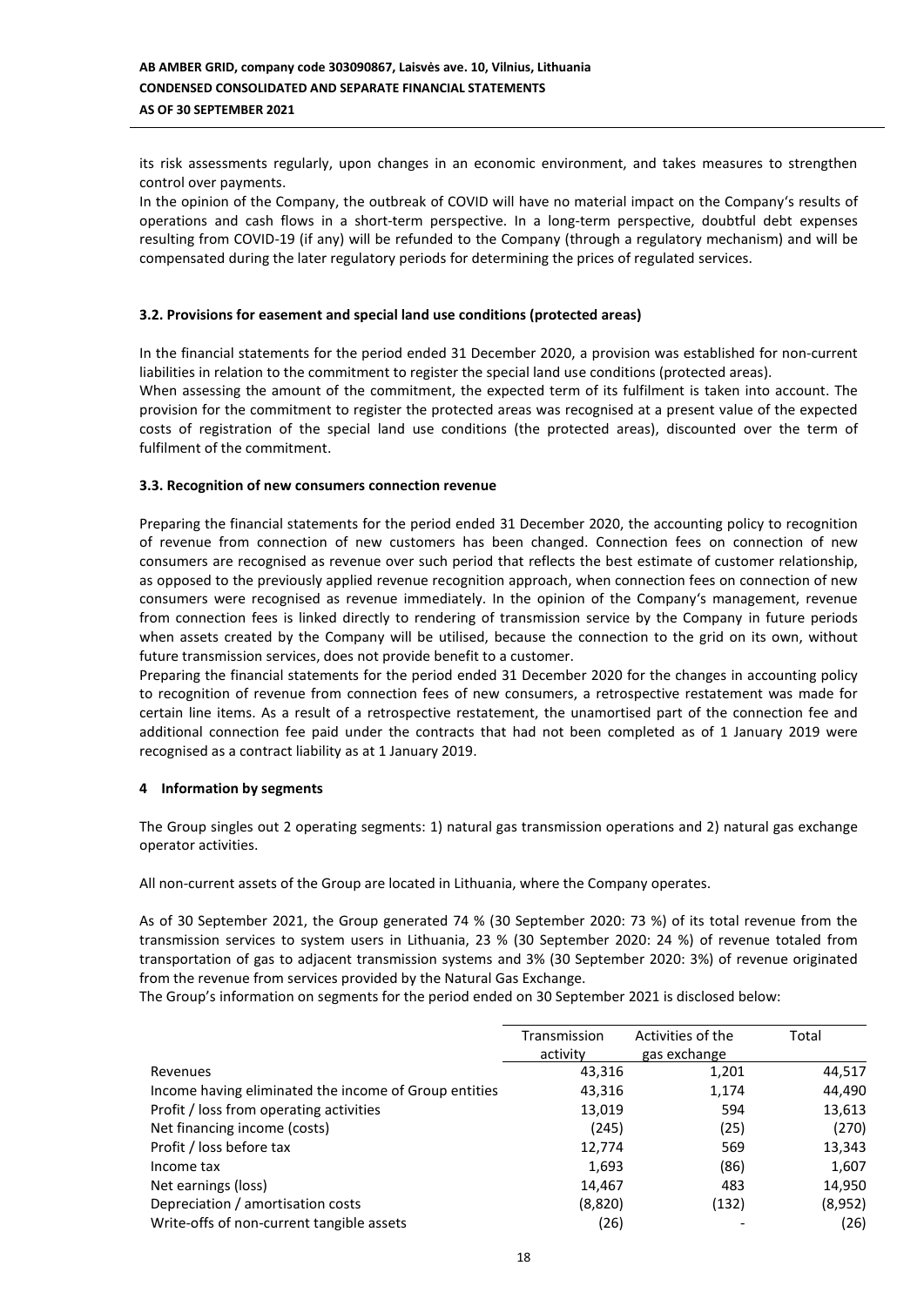its risk assessments regularly, upon changes in an economic environment, and takes measures to strengthen control over payments.

In the opinion of the Company, the outbreak of COVID will have no material impact on the Company's results of operations and cash flows in a short-term perspective. In a long-term perspective, doubtful debt expenses resulting from COVID-19 (if any) will be refunded to the Company (through a regulatory mechanism) and will be compensated during the later regulatory periods for determining the prices of regulated services.

### 3.2. Provisions for easement and special land use conditions (protected areas)

In the financial statements for the period ended 31 December 2020, a provision was established for non-current liabilities in relation to the commitment to register the special land use conditions (protected areas).

When assessing the amount of the commitment, the expected term of its fulfilment is taken into account. The provision for the commitment to register the protected areas was recognised at a present value of the expected costs of registration of the special land use conditions (the protected areas), discounted over the term of fulfilment of the commitment.

### 3.3. Recognition of new consumers connection revenue

Preparing the financial statements for the period ended 31 December 2020, the accounting policy to recognition of revenue from connection of new customers has been changed. Connection fees on connection of new consumers are recognised as revenue over such period that reflects the best estimate of customer relationship, as opposed to the previously applied revenue recognition approach, when connection fees on connection of new consumers were recognised as revenue immediately. In the opinion of the Company's management, revenue from connection fees is linked directly to rendering of transmission service by the Company in future periods when assets created by the Company will be utilised, because the connection to the grid on its own, without future transmission services, does not provide benefit to a customer.

Preparing the financial statements for the period ended 31 December 2020 for the changes in accounting policy to recognition of revenue from connection fees of new consumers, a retrospective restatement was made for certain line items. As a result of a retrospective restatement, the unamortised part of the connection fee and additional connection fee paid under the contracts that had not been completed as of 1 January 2019 were recognised as a contract liability as at 1 January 2019.

## 4 Information by segments

The Group singles out 2 operating segments: 1) natural gas transmission operations and 2) natural gas exchange operator activities.

All non-current assets of the Group are located in Lithuania, where the Company operates.

As of 30 September 2021, the Group generated 74 % (30 September 2020: 73 %) of its total revenue from the transmission services to system users in Lithuania, 23 % (30 September 2020: 24 %) of revenue totaled from transportation of gas to adjacent transmission systems and 3% (30 September 2020: 3%) of revenue originated from the revenue from services provided by the Natural Gas Exchange.

The Group's information on segments for the period ended on 30 September 2021 is disclosed below:

| | Transmission activity | Activities of the gas exchange | Total |
|---|---|---|---|
| Revenues | 43,316 | 1,201 | 44,517 |
| Income having eliminated the income of Group entities | 43,316 | 1,174 | 44,490 |
| Profit / loss from operating activities | 13,019 | 594 | 13,613 |
| Net financing income (costs) | (245) | (25) | (270) |
| Profit / loss before tax | 12,774 | 569 | 13,343 |
| Income tax | 1,693 | (86) | 1,607 |
| Net earnings (loss) | 14,467 | 483 | 14,950 |
| Depreciation / amortisation costs | (8,820) | (132) | (8,952) |
| Write-offs of non-current tangible assets | (26) | - | (26) |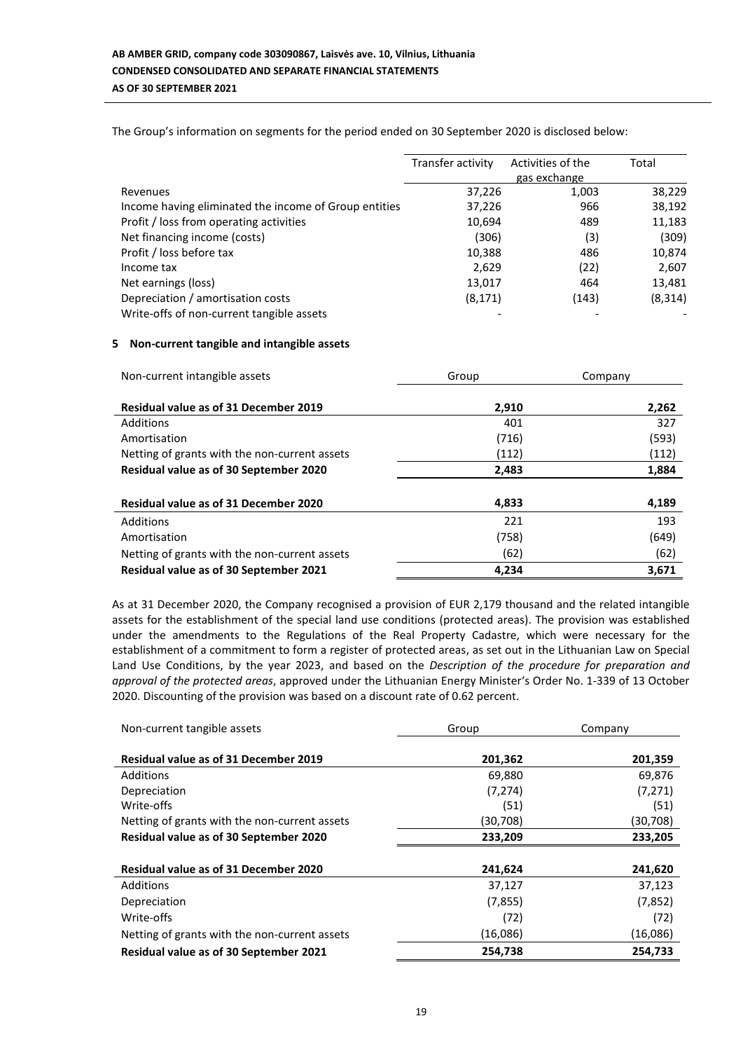The Group's information on segments for the period ended on 30 September 2020 is disclosed below:

| | Transfer activity | Activities of the gas exchange | Total |
|---|---|---|---|
| Revenues | 37,226 | 1,003 | 38,229 |
| Income having eliminated the income of Group entities | 37,226 | 966 | 38,192 |
| Profit / loss from operating activities | 10,694 | 489 | 11,183 |
| Net financing income (costs) | (306) | (3) | (309) |
| Profit / loss before tax | 10,388 | 486 | 10,874 |
| Income tax | 2,629 | (22) | 2,607 |
| Net earnings (loss) | 13,017 | 464 | 13,481 |
| Depreciation / amortisation costs | (8,171) | (143) | (8,314) |
| Write-offs of non-current tangible assets | - | - | - |

## 5 Non-current tangible and intangible assets

| Non-current intangible assets | Group | Company |
|---|---|---|
| **Residual value as of 31 December 2019** | **2,910** | **2,262** |
| Additions | 401 | 327 |
| Amortisation | (716) | (593) |
| Netting of grants with the non-current assets | (112) | (112) |
| **Residual value as of 30 September 2020** | **2,483** | **1,884** |
| | | |
| **Residual value as of 31 December 2020** | **4,833** | **4,189** |
| Additions | 221 | 193 |
| Amortisation | (758) | (649) |
| Netting of grants with the non-current assets | (62) | (62) |
| **Residual value as of 30 September 2021** | **4,234** | **3,671** |

As at 31 December 2020, the Company recognised a provision of EUR 2,179 thousand and the related intangible assets for the establishment of the special land use conditions (protected areas). The provision was established under the amendments to the Regulations of the Real Property Cadastre, which were necessary for the establishment of a commitment to form a register of protected areas, as set out in the Lithuanian Law on Special Land Use Conditions, by the year 2023, and based on the *Description of the procedure for preparation and approval of the protected areas*, approved under the Lithuanian Energy Minister's Order No. 1-339 of 13 October 2020. Discounting of the provision was based on a discount rate of 0.62 percent.

| Non-current tangible assets | Group | Company |
|---|---|---|
| **Residual value as of 31 December 2019** | **201,362** | **201,359** |
| Additions | 69,880 | 69,876 |
| Depreciation | (7,274) | (7,271) |
| Write-offs | (51) | (51) |
| Netting of grants with the non-current assets | (30,708) | (30,708) |
| **Residual value as of 30 September 2020** | **233,209** | **233,205** |
| | | |
| **Residual value as of 31 December 2020** | **241,624** | **241,620** |
| Additions | 37,127 | 37,123 |
| Depreciation | (7,855) | (7,852) |
| Write-offs | (72) | (72) |
| Netting of grants with the non-current assets | (16,086) | (16,086) |
| **Residual value as of 30 September 2021** | **254,738** | **254,733** |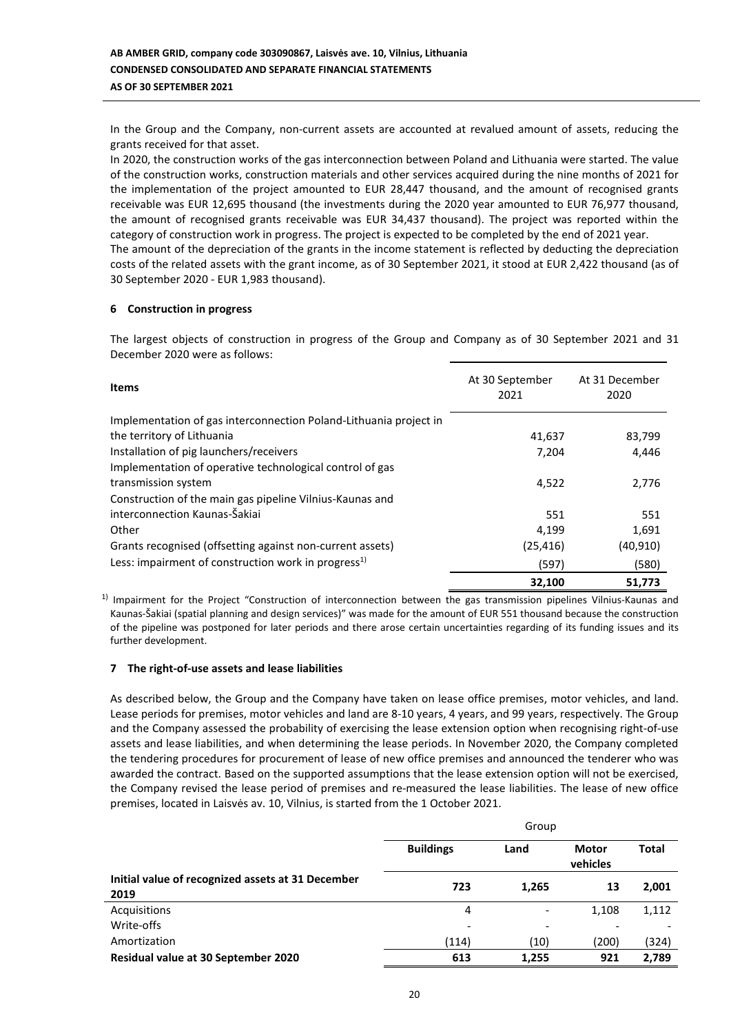In the Group and the Company, non-current assets are accounted at revalued amount of assets, reducing the grants received for that asset.

In 2020, the construction works of the gas interconnection between Poland and Lithuania were started. The value of the construction works, construction materials and other services acquired during the nine months of 2021 for the implementation of the project amounted to EUR 28,447 thousand, and the amount of recognised grants receivable was EUR 12,695 thousand (the investments during the 2020 year amounted to EUR 76,977 thousand, the amount of recognised grants receivable was EUR 34,437 thousand). The project was reported within the category of construction work in progress. The project is expected to be completed by the end of 2021 year.

The amount of the depreciation of the grants in the income statement is reflected by deducting the depreciation costs of the related assets with the grant income, as of 30 September 2021, it stood at EUR 2,422 thousand (as of 30 September 2020 - EUR 1,983 thousand).

## 6 Construction in progress

The largest objects of construction in progress of the Group and Company as of 30 September 2021 and 31 December 2020 were as follows:

| Items | At 30 September 2021 | At 31 December 2020 |
|---|---|---|
| Implementation of gas interconnection Poland-Lithuania project in the territory of Lithuania | 41,637 | 83,799 |
| Installation of pig launchers/receivers | 7,204 | 4,446 |
| Implementation of operative technological control of gas transmission system | 4,522 | 2,776 |
| Construction of the main gas pipeline Vilnius-Kaunas and interconnection Kaunas-Šakiai | 551 | 551 |
| Other | 4,199 | 1,691 |
| Grants recognised (offsetting against non-current assets) | (25,416) | (40,910) |
| Less: impairment of construction work in progress[1)] | (597) | (580) |
| | **32,100** | **51,773** |

[1)] Impairment for the Project "Construction of interconnection between the gas transmission pipelines Vilnius-Kaunas and Kaunas-Šakiai (spatial planning and design services)" was made for the amount of EUR 551 thousand because the construction of the pipeline was postponed for later periods and there arose certain uncertainties regarding of its funding issues and its further development.

## 7 The right-of-use assets and lease liabilities

As described below, the Group and the Company have taken on lease office premises, motor vehicles, and land. Lease periods for premises, motor vehicles and land are 8-10 years, 4 years, and 99 years, respectively. The Group and the Company assessed the probability of exercising the lease extension option when recognising right-of-use assets and lease liabilities, and when determining the lease periods. In November 2020, the Company completed the tendering procedures for procurement of lease of new office premises and announced the tenderer who was awarded the contract. Based on the supported assumptions that the lease extension option will not be exercised, the Company revised the lease period of premises and re-measured the lease liabilities. The lease of new office premises, located in Laisvės av. 10, Vilnius, is started from the 1 October 2021.

| | Group | | | |
|---|---|---|---|---|
| | **Buildings** | **Land** | **Motor vehicles** | **Total** |
| **Initial value of recognized assets at 31 December 2019** | **723** | **1,265** | **13** | **2,001** |
| Acquisitions | 4 | - | 1,108 | 1,112 |
| Write-offs | - | - | - | - |
| Amortization | (114) | (10) | (200) | (324) |
| **Residual value at 30 September 2020** | **613** | **1,255** | **921** | **2,789** |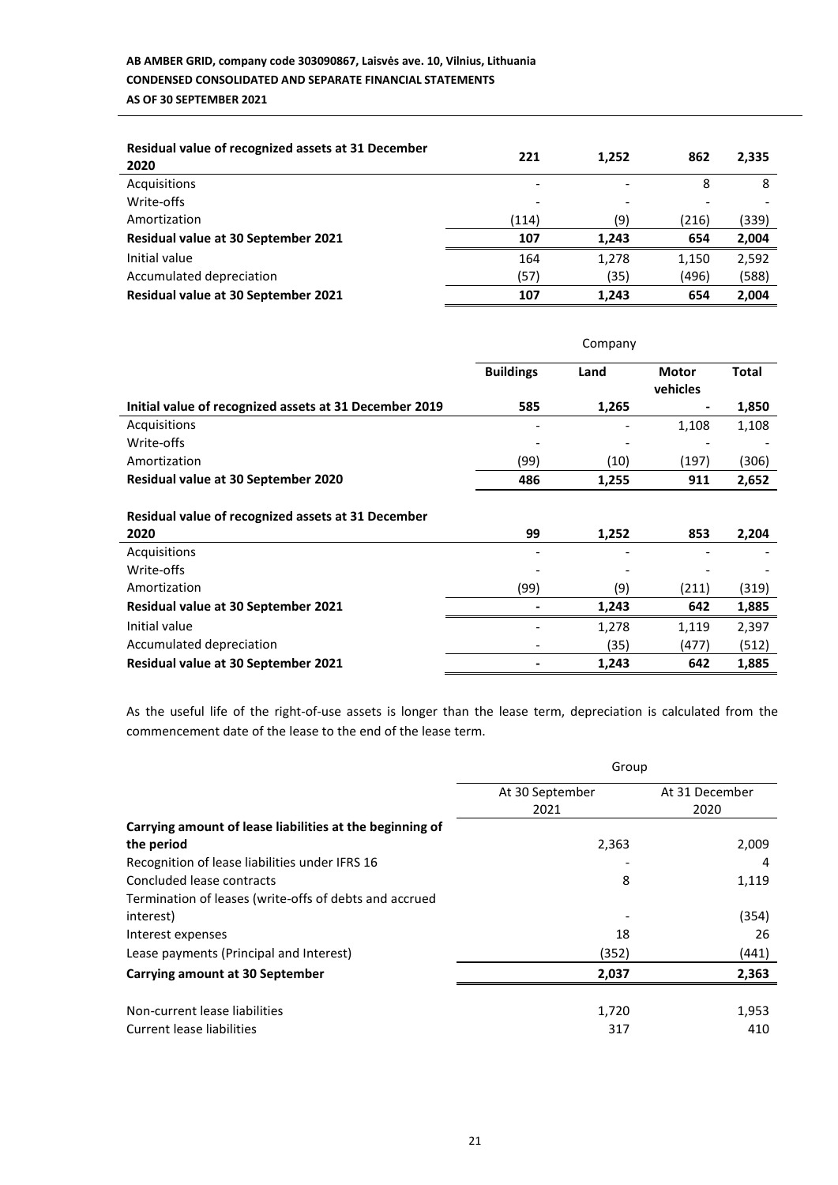| | | | | |
|---|---|---|---|---|
| **Residual value of recognized assets at 31 December 2020** | **221** | **1,252** | **862** | **2,335** |
| Acquisitions | - | - | 8 | 8 |
| Write-offs | - | - | - | - |
| Amortization | (114) | (9) | (216) | (339) |
| **Residual value at 30 September 2021** | **107** | **1,243** | **654** | **2,004** |
| Initial value | 164 | 1,278 | 1,150 | 2,592 |
| Accumulated depreciation | (57) | (35) | (496) | (588) |
| **Residual value at 30 September 2021** | **107** | **1,243** | **654** | **2,004** |

| | Company | | | |
|---|---|---|---|---|
| | **Buildings** | **Land** | **Motor vehicles** | **Total** |
| **Initial value of recognized assets at 31 December 2019** | **585** | **1,265** | **-** | **1,850** |
| Acquisitions | - | - | 1,108 | 1,108 |
| Write-offs | - | - | - | - |
| Amortization | (99) | (10) | (197) | (306) |
| **Residual value at 30 September 2020** | **486** | **1,255** | **911** | **2,652** |
| | | | | |
| **Residual value of recognized assets at 31 December 2020** | **99** | **1,252** | **853** | **2,204** |
| Acquisitions | - | - | - | - |
| Write-offs | - | - | - | - |
| Amortization | (99) | (9) | (211) | (319) |
| **Residual value at 30 September 2021** | **-** | **1,243** | **642** | **1,885** |
| Initial value | - | 1,278 | 1,119 | 2,397 |
| Accumulated depreciation | - | (35) | (477) | (512) |
| **Residual value at 30 September 2021** | **-** | **1,243** | **642** | **1,885** |

As the useful life of the right-of-use assets is longer than the lease term, depreciation is calculated from the commencement date of the lease to the end of the lease term.

| | Group | |
|---|---|---|
| | At 30 September 2021 | At 31 December 2020 |
| **Carrying amount of lease liabilities at the beginning of the period** | 2,363 | 2,009 |
| Recognition of lease liabilities under IFRS 16 | - | 4 |
| Concluded lease contracts | 8 | 1,119 |
| Termination of leases (write-offs of debts and accrued interest) | - | (354) |
| Interest expenses | 18 | 26 |
| Lease payments (Principal and Interest) | (352) | (441) |
| **Carrying amount at 30 September** | **2,037** | **2,363** |
| | | |
| Non-current lease liabilities | 1,720 | 1,953 |
| Current lease liabilities | 317 | 410 |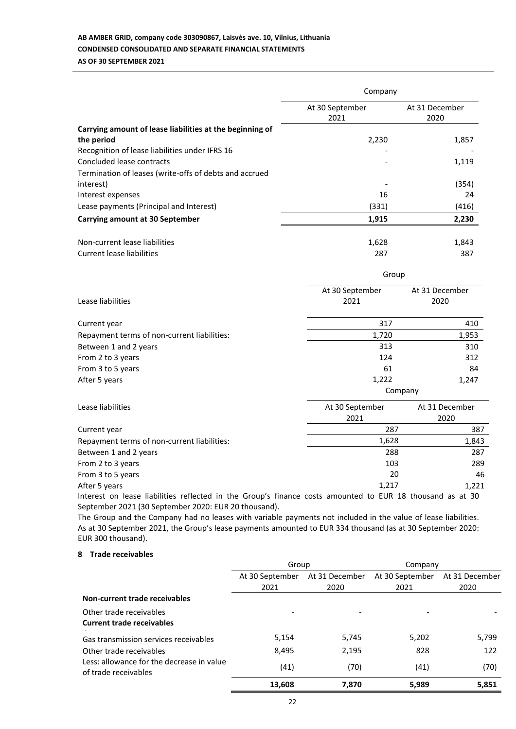| | Company | |
|---|---|---|
| | At 30 September 2021 | At 31 December 2020 |
| **Carrying amount of lease liabilities at the beginning of the period** | 2,230 | 1,857 |
| Recognition of lease liabilities under IFRS 16 | - | - |
| Concluded lease contracts | - | 1,119 |
| Termination of leases (write-offs of debts and accrued interest) | - | (354) |
| Interest expenses | 16 | 24 |
| Lease payments (Principal and Interest) | (331) | (416) |
| **Carrying amount at 30 September** | **1,915** | **2,230** |
| Non-current lease liabilities | 1,628 | 1,843 |
| Current lease liabilities | 287 | 387 |

| | Group | |
|---|---|---|
| Lease liabilities | At 30 September 2021 | At 31 December 2020 |
| Current year | 317 | 410 |
| Repayment terms of non-current liabilities: | 1,720 | 1,953 |
| Between 1 and 2 years | 313 | 310 |
| From 2 to 3 years | 124 | 312 |
| From 3 to 5 years | 61 | 84 |
| After 5 years | 1,222 | 1,247 |

| | Company | |
|---|---|---|
| Lease liabilities | At 30 September 2021 | At 31 December 2020 |
| Current year | 287 | 387 |
| Repayment terms of non-current liabilities: | 1,628 | 1,843 |
| Between 1 and 2 years | 288 | 287 |
| From 2 to 3 years | 103 | 289 |
| From 3 to 5 years | 20 | 46 |
| After 5 years | 1,217 | 1,221 |

Interest on lease liabilities reflected in the Group's finance costs amounted to EUR 18 thousand as at 30 September 2021 (30 September 2020: EUR 20 thousand).

The Group and the Company had no leases with variable payments not included in the value of lease liabilities. As at 30 September 2021, the Group's lease payments amounted to EUR 334 thousand (as at 30 September 2020: EUR 300 thousand).

## 8 Trade receivables

| | Group | | Company | |
|---|---|---|---|---|
| | At 30 September 2021 | At 31 December 2020 | At 30 September 2021 | At 31 December 2020 |
| **Non-current trade receivables** | | | | |
| Other trade receivables | - | - | - | - |
| **Current trade receivables** | | | | |
| Gas transmission services receivables | 5,154 | 5,745 | 5,202 | 5,799 |
| Other trade receivables | 8,495 | 2,195 | 828 | 122 |
| Less: allowance for the decrease in value of trade receivables | (41) | (70) | (41) | (70) |
| | **13,608** | **7,870** | **5,989** | **5,851** |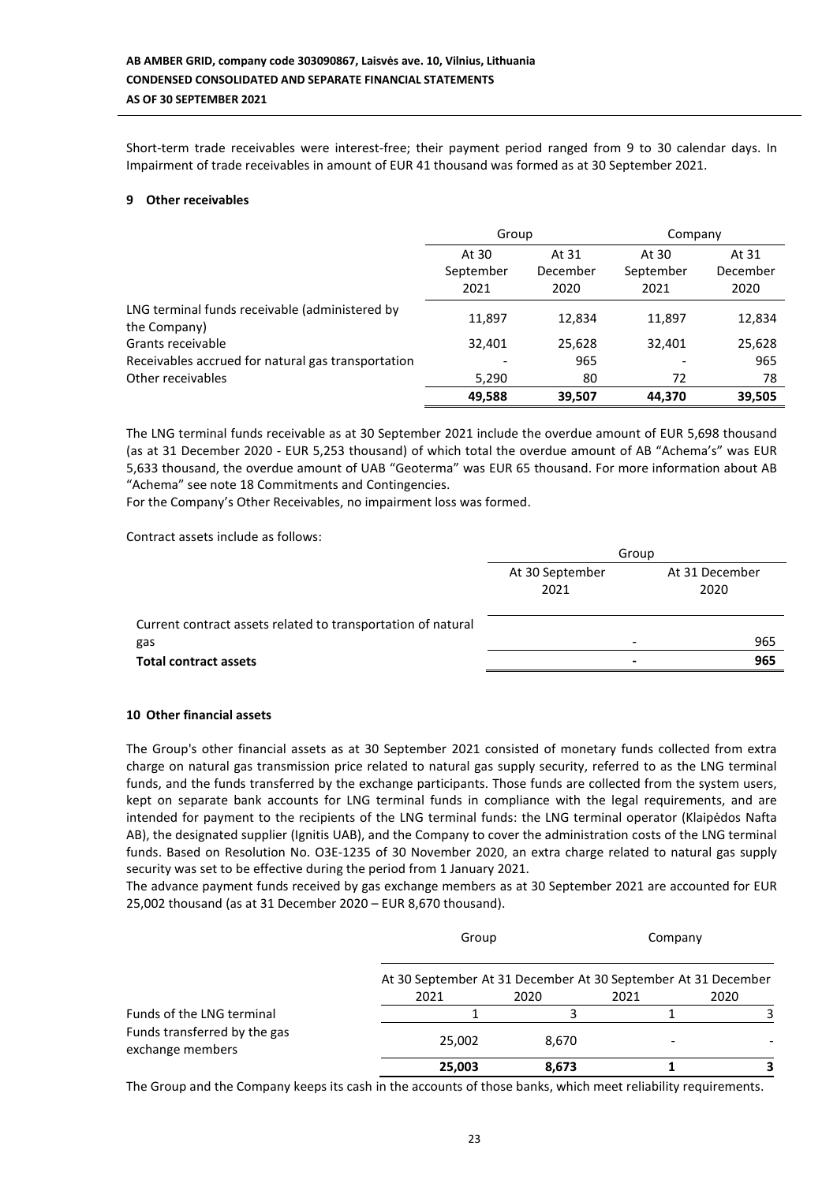Short-term trade receivables were interest-free; their payment period ranged from 9 to 30 calendar days. In Impairment of trade receivables in amount of EUR 41 thousand was formed as at 30 September 2021.

## 9 Other receivables

| | Group | | Company | |
|---|---|---|---|---|
| | At 30 September 2021 | At 31 December 2020 | At 30 September 2021 | At 31 December 2020 |
| LNG terminal funds receivable (administered by the Company) | 11,897 | 12,834 | 11,897 | 12,834 |
| Grants receivable | 32,401 | 25,628 | 32,401 | 25,628 |
| Receivables accrued for natural gas transportation | - | 965 | - | 965 |
| Other receivables | 5,290 | 80 | 72 | 78 |
| | **49,588** | **39,507** | **44,370** | **39,505** |

The LNG terminal funds receivable as at 30 September 2021 include the overdue amount of EUR 5,698 thousand (as at 31 December 2020 - EUR 5,253 thousand) of which total the overdue amount of AB "Achema's" was EUR 5,633 thousand, the overdue amount of UAB "Geoterma" was EUR 65 thousand. For more information about AB "Achema" see note 18 Commitments and Contingencies.

For the Company's Other Receivables, no impairment loss was formed.

Contract assets include as follows:

| | Group | |
|---|---|---|
| | At 30 September 2021 | At 31 December 2020 |
| Current contract assets related to transportation of natural gas | - | 965 |
| **Total contract assets** | **-** | **965** |

## 10 Other financial assets

The Group's other financial assets as at 30 September 2021 consisted of monetary funds collected from extra charge on natural gas transmission price related to natural gas supply security, referred to as the LNG terminal funds, and the funds transferred by the exchange participants. Those funds are collected from the system users, kept on separate bank accounts for LNG terminal funds in compliance with the legal requirements, and are intended for payment to the recipients of the LNG terminal funds: the LNG terminal operator (Klaipėdos Nafta AB), the designated supplier (Ignitis UAB), and the Company to cover the administration costs of the LNG terminal funds. Based on Resolution No. O3E-1235 of 30 November 2020, an extra charge related to natural gas supply security was set to be effective during the period from 1 January 2021.

The advance payment funds received by gas exchange members as at 30 September 2021 are accounted for EUR 25,002 thousand (as at 31 December 2020 – EUR 8,670 thousand).

| | Group | | Company | |
|---|---|---|---|---|
| | At 30 September 2021 | At 31 December 2020 | At 30 September 2021 | At 31 December 2020 |
| Funds of the LNG terminal | 1 | 3 | 1 | 3 |
| Funds transferred by the gas exchange members | 25,002 | 8,670 | - | - |
| | **25,003** | **8,673** | **1** | **3** |

The Group and the Company keeps its cash in the accounts of those banks, which meet reliability requirements.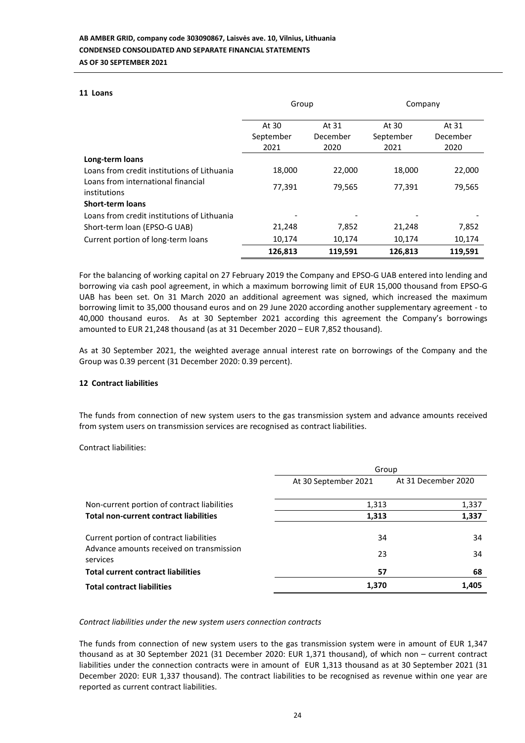### 11 Loans

| | Group | | Company | |
|---|---|---|---|---|
| | At 30 September 2021 | At 31 December 2020 | At 30 September 2021 | At 31 December 2020 |
| **Long-term loans** | | | | |
| Loans from credit institutions of Lithuania | 18,000 | 22,000 | 18,000 | 22,000 |
| Loans from international financial institutions | 77,391 | 79,565 | 77,391 | 79,565 |
| **Short-term loans** | | | | |
| Loans from credit institutions of Lithuania | - | - | - | - |
| Short-term loan (EPSO-G UAB) | 21,248 | 7,852 | 21,248 | 7,852 |
| Current portion of long-term loans | 10,174 | 10,174 | 10,174 | 10,174 |
| | **126,813** | **119,591** | **126,813** | **119,591** |

For the balancing of working capital on 27 February 2019 the Company and EPSO-G UAB entered into lending and borrowing via cash pool agreement, in which a maximum borrowing limit of EUR 15,000 thousand from EPSO-G UAB has been set. On 31 March 2020 an additional agreement was signed, which increased the maximum borrowing limit to 35,000 thousand euros and on 29 June 2020 according another supplementary agreement - to 40,000 thousand euros. As at 30 September 2021 according this agreement the Company's borrowings amounted to EUR 21,248 thousand (as at 31 December 2020 – EUR 7,852 thousand).

As at 30 September 2021, the weighted average annual interest rate on borrowings of the Company and the Group was 0.39 percent (31 December 2020: 0.39 percent).

### 12 Contract liabilities

The funds from connection of new system users to the gas transmission system and advance amounts received from system users on transmission services are recognised as contract liabilities.

Contract liabilities:

| | Group | |
|---|---|---|
| | At 30 September 2021 | At 31 December 2020 |
| Non-current portion of contract liabilities | 1,313 | 1,337 |
| **Total non-current contract liabilities** | **1,313** | **1,337** |
| Current portion of contract liabilities | 34 | 34 |
| Advance amounts received on transmission services | 23 | 34 |
| **Total current contract liabilities** | **57** | **68** |
| **Total contract liabilities** | **1,370** | **1,405** |

*Contract liabilities under the new system users connection contracts*

The funds from connection of new system users to the gas transmission system were in amount of EUR 1,347 thousand as at 30 September 2021 (31 December 2020: EUR 1,371 thousand), of which non – current contract liabilities under the connection contracts were in amount of EUR 1,313 thousand as at 30 September 2021 (31 December 2020: EUR 1,337 thousand). The contract liabilities to be recognised as revenue within one year are reported as current contract liabilities.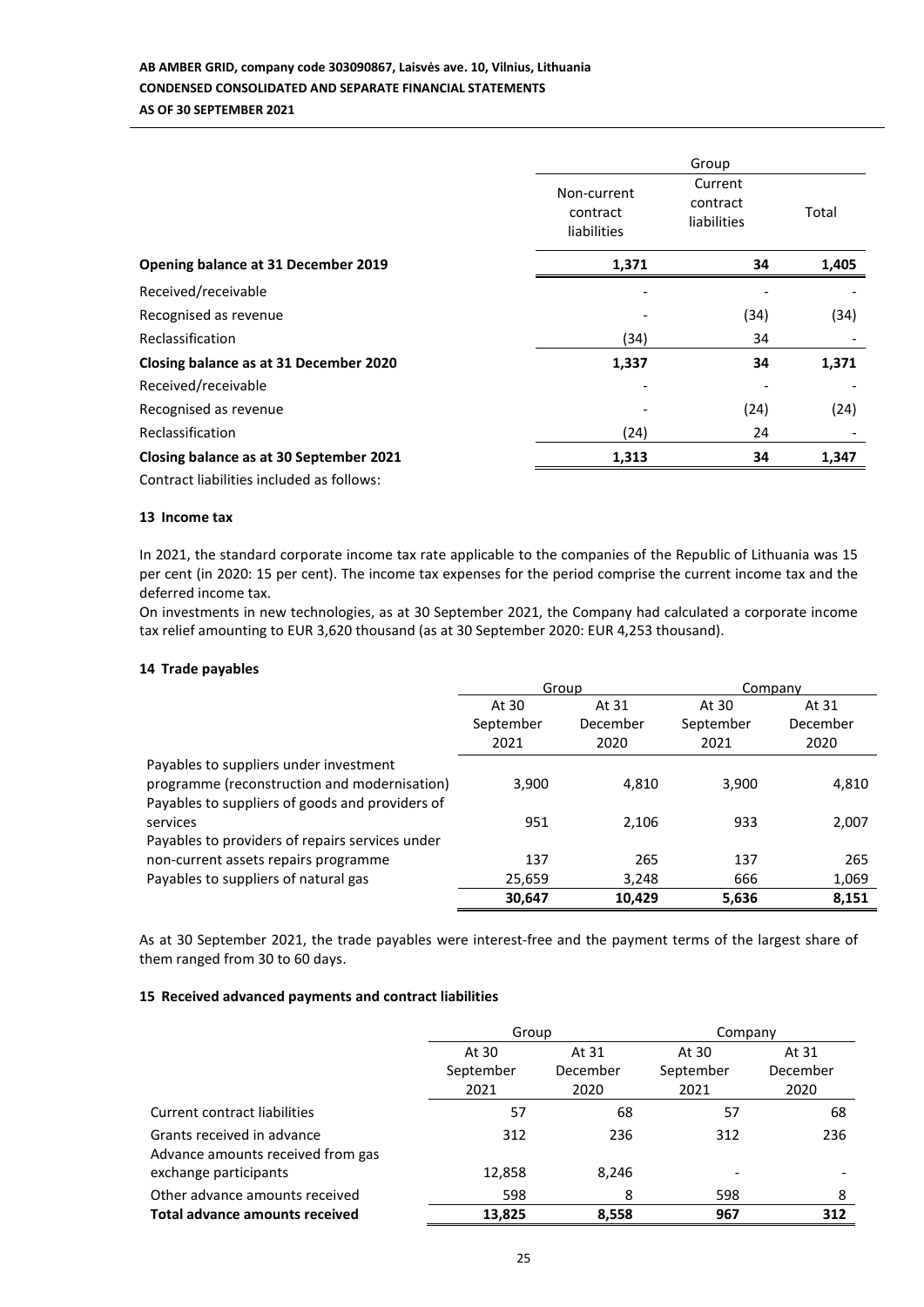| | Group | | |
|---|---|---|---|
| | Non-current contract liabilities | Current contract liabilities | Total |
| **Opening balance at 31 December 2019** | **1,371** | **34** | **1,405** |
| Received/receivable | - | - | - |
| Recognised as revenue | - | (34) | (34) |
| Reclassification | (34) | 34 | - |
| **Closing balance as at 31 December 2020** | **1,337** | **34** | **1,371** |
| Received/receivable | - | - | - |
| Recognised as revenue | - | (24) | (24) |
| Reclassification | (24) | 24 | - |
| **Closing balance as at 30 September 2021** | **1,313** | **34** | **1,347** |

Contract liabilities included as follows:

**13 Income tax**

In 2021, the standard corporate income tax rate applicable to the companies of the Republic of Lithuania was 15 per cent (in 2020: 15 per cent). The income tax expenses for the period comprise the current income tax and the deferred income tax.

On investments in new technologies, as at 30 September 2021, the Company had calculated a corporate income tax relief amounting to EUR 3,620 thousand (as at 30 September 2020: EUR 4,253 thousand).

**14 Trade payables**

| | Group | | Company | |
|---|---|---|---|---|
| | At 30 September 2021 | At 31 December 2020 | At 30 September 2021 | At 31 December 2020 |
| Payables to suppliers under investment programme (reconstruction and modernisation) | 3,900 | 4,810 | 3,900 | 4,810 |
| Payables to suppliers of goods and providers of services | 951 | 2,106 | 933 | 2,007 |
| Payables to providers of repairs services under non-current assets repairs programme | 137 | 265 | 137 | 265 |
| Payables to suppliers of natural gas | 25,659 | 3,248 | 666 | 1,069 |
| | **30,647** | **10,429** | **5,636** | **8,151** |

As at 30 September 2021, the trade payables were interest-free and the payment terms of the largest share of them ranged from 30 to 60 days.

**15 Received advanced payments and contract liabilities**

| | Group | | Company | |
|---|---|---|---|---|
| | At 30 September 2021 | At 31 December 2020 | At 30 September 2021 | At 31 December 2020 |
| Current contract liabilities | 57 | 68 | 57 | 68 |
| Grants received in advance | 312 | 236 | 312 | 236 |
| Advance amounts received from gas exchange participants | 12,858 | 8,246 | - | - |
| Other advance amounts received | 598 | 8 | 598 | 8 |
| **Total advance amounts received** | **13,825** | **8,558** | **967** | **312** |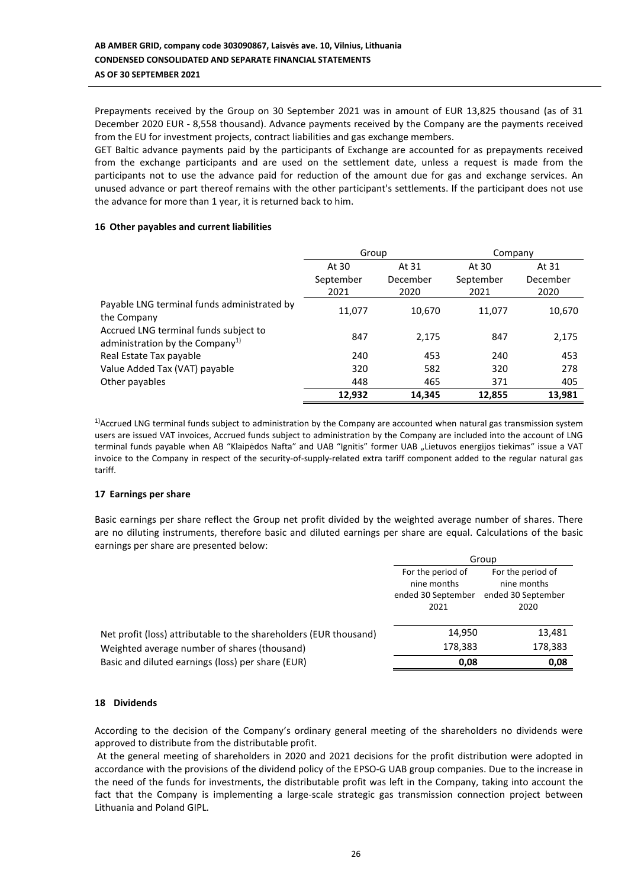Prepayments received by the Group on 30 September 2021 was in amount of EUR 13,825 thousand (as of 31 December 2020 EUR - 8,558 thousand). Advance payments received by the Company are the payments received from the EU for investment projects, contract liabilities and gas exchange members.

GET Baltic advance payments paid by the participants of Exchange are accounted for as prepayments received from the exchange participants and are used on the settlement date, unless a request is made from the participants not to use the advance paid for reduction of the amount due for gas and exchange services. An unused advance or part thereof remains with the other participant's settlements. If the participant does not use the advance for more than 1 year, it is returned back to him.

### 16 Other payables and current liabilities

| | Group | | Company | |
|---|---|---|---|---|
| | At 30 September 2021 | At 31 December 2020 | At 30 September 2021 | At 31 December 2020 |
| Payable LNG terminal funds administrated by the Company | 11,077 | 10,670 | 11,077 | 10,670 |
| Accrued LNG terminal funds subject to administration by the Company[1)] | 847 | 2,175 | 847 | 2,175 |
| Real Estate Tax payable | 240 | 453 | 240 | 453 |
| Value Added Tax (VAT) payable | 320 | 582 | 320 | 278 |
| Other payables | 448 | 465 | 371 | 405 |
| | **12,932** | **14,345** | **12,855** | **13,981** |

[1)]Accrued LNG terminal funds subject to administration by the Company are accounted when natural gas transmission system users are issued VAT invoices, Accrued funds subject to administration by the Company are included into the account of LNG terminal funds payable when AB "Klaipėdos Nafta" and UAB "Ignitis" former UAB „Lietuvos energijos tiekimas" issue a VAT invoice to the Company in respect of the security-of-supply-related extra tariff component added to the regular natural gas tariff.

### 17 Earnings per share

Basic earnings per share reflect the Group net profit divided by the weighted average number of shares. There are no diluting instruments, therefore basic and diluted earnings per share are equal. Calculations of the basic earnings per share are presented below:

| | Group | |
|---|---|---|
| | For the period of nine months ended 30 September 2021 | For the period of nine months ended 30 September 2020 |
| Net profit (loss) attributable to the shareholders (EUR thousand) | 14,950 | 13,481 |
| Weighted average number of shares (thousand) | 178,383 | 178,383 |
| Basic and diluted earnings (loss) per share (EUR) | **0,08** | **0,08** |

### 18 Dividends

According to the decision of the Company's ordinary general meeting of the shareholders no dividends were approved to distribute from the distributable profit.

At the general meeting of shareholders in 2020 and 2021 decisions for the profit distribution were adopted in accordance with the provisions of the dividend policy of the EPSO-G UAB group companies. Due to the increase in the need of the funds for investments, the distributable profit was left in the Company, taking into account the fact that the Company is implementing a large-scale strategic gas transmission connection project between Lithuania and Poland GIPL.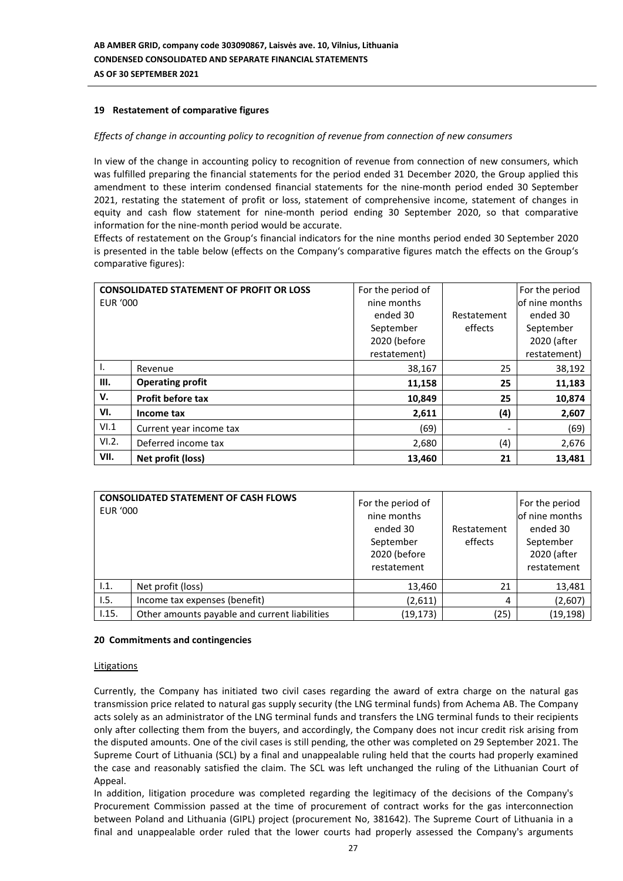## 19 Restatement of comparative figures

*Effects of change in accounting policy to recognition of revenue from connection of new consumers*

In view of the change in accounting policy to recognition of revenue from connection of new consumers, which was fulfilled preparing the financial statements for the period ended 31 December 2020, the Group applied this amendment to these interim condensed financial statements for the nine-month period ended 30 September 2021, restating the statement of profit or loss, statement of comprehensive income, statement of changes in equity and cash flow statement for nine-month period ending 30 September 2020, so that comparative information for the nine-month period would be accurate.

Effects of restatement on the Group's financial indicators for the nine months period ended 30 September 2020 is presented in the table below (effects on the Company's comparative figures match the effects on the Group's comparative figures):

| **CONSOLIDATED STATEMENT OF PROFIT OR LOSS** EUR '000 | | For the period of nine months ended 30 September 2020 (before restatement) | Restatement effects | For the period of nine months ended 30 September 2020 (after restatement) |
|---|---|---|---|---|
| I. | Revenue | 38,167 | 25 | 38,192 |
| **III.** | **Operating profit** | **11,158** | **25** | **11,183** |
| **V.** | **Profit before tax** | **10,849** | **25** | **10,874** |
| **VI.** | **Income tax** | **2,611** | **(4)** | **2,607** |
| VI.1 | Current year income tax | (69) | - | (69) |
| VI.2. | Deferred income tax | 2,680 | (4) | 2,676 |
| **VII.** | **Net profit (loss)** | **13,460** | **21** | **13,481** |

| **CONSOLIDATED STATEMENT OF CASH FLOWS** EUR '000 | | For the period of nine months ended 30 September 2020 (before restatement | Restatement effects | For the period of nine months ended 30 September 2020 (after restatement |
|---|---|---|---|---|
| I.1. | Net profit (loss) | 13,460 | 21 | 13,481 |
| I.5. | Income tax expenses (benefit) | (2,611) | 4 | (2,607) |
| I.15. | Other amounts payable and current liabilities | (19,173) | (25) | (19,198) |

## 20 Commitments and contingencies

Litigations

Currently, the Company has initiated two civil cases regarding the award of extra charge on the natural gas transmission price related to natural gas supply security (the LNG terminal funds) from Achema AB. The Company acts solely as an administrator of the LNG terminal funds and transfers the LNG terminal funds to their recipients only after collecting them from the buyers, and accordingly, the Company does not incur credit risk arising from the disputed amounts. One of the civil cases is still pending, the other was completed on 29 September 2021. The Supreme Court of Lithuania (SCL) by a final and unappealable ruling held that the courts had properly examined the case and reasonably satisfied the claim. The SCL was left unchanged the ruling of the Lithuanian Court of Appeal.

In addition, litigation procedure was completed regarding the legitimacy of the decisions of the Company's Procurement Commission passed at the time of procurement of contract works for the gas interconnection between Poland and Lithuania (GIPL) project (procurement No, 381642). The Supreme Court of Lithuania in a final and unappealable order ruled that the lower courts had properly assessed the Company's arguments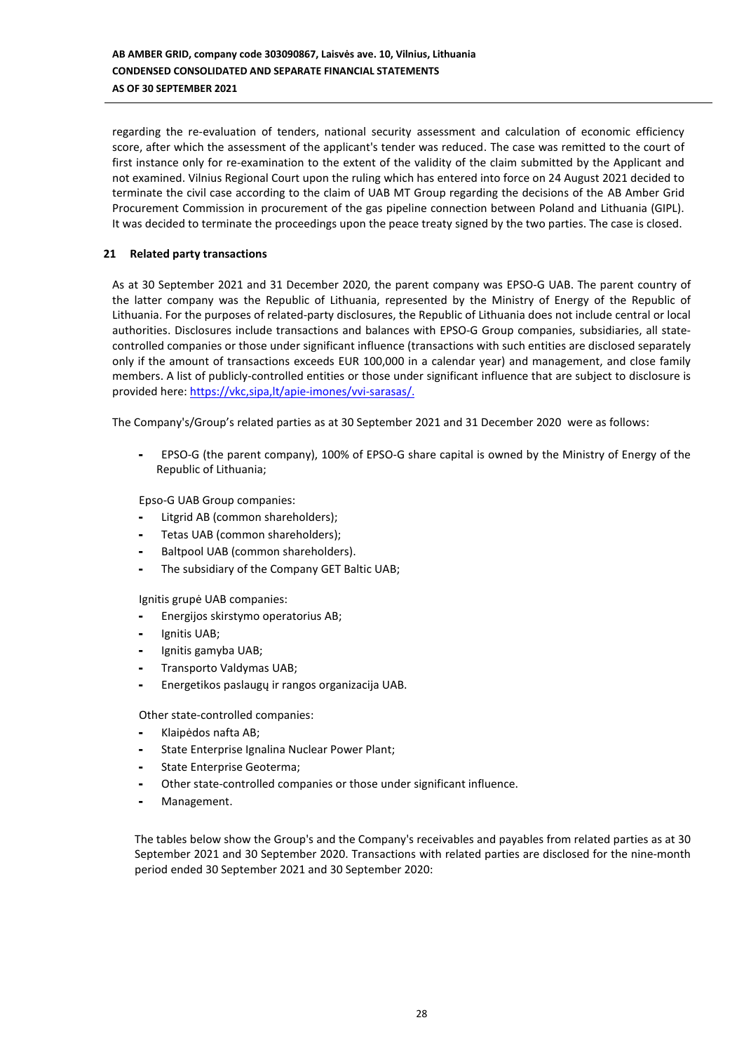regarding the re-evaluation of tenders, national security assessment and calculation of economic efficiency score, after which the assessment of the applicant's tender was reduced. The case was remitted to the court of first instance only for re-examination to the extent of the validity of the claim submitted by the Applicant and not examined. Vilnius Regional Court upon the ruling which has entered into force on 24 August 2021 decided to terminate the civil case according to the claim of UAB MT Group regarding the decisions of the AB Amber Grid Procurement Commission in procurement of the gas pipeline connection between Poland and Lithuania (GIPL). It was decided to terminate the proceedings upon the peace treaty signed by the two parties. The case is closed.

## 21 Related party transactions

As at 30 September 2021 and 31 December 2020, the parent company was EPSO-G UAB. The parent country of the latter company was the Republic of Lithuania, represented by the Ministry of Energy of the Republic of Lithuania. For the purposes of related-party disclosures, the Republic of Lithuania does not include central or local authorities. Disclosures include transactions and balances with EPSO-G Group companies, subsidiaries, all state-controlled companies or those under significant influence (transactions with such entities are disclosed separately only if the amount of transactions exceeds EUR 100,000 in a calendar year) and management, and close family members. A list of publicly-controlled entities or those under significant influence that are subject to disclosure is provided here: https://vkc,sipa,lt/apie-imones/vvi-sarasas/.

The Company's/Group's related parties as at 30 September 2021 and 31 December 2020 were as follows:

- EPSO-G (the parent company), 100% of EPSO-G share capital is owned by the Ministry of Energy of the Republic of Lithuania;

Epso-G UAB Group companies:

- Litgrid AB (common shareholders);
- Tetas UAB (common shareholders);
- Baltpool UAB (common shareholders).
- The subsidiary of the Company GET Baltic UAB;

Ignitis grupė UAB companies:

- Energijos skirstymo operatorius AB;
- Ignitis UAB;
- Ignitis gamyba UAB;
- Transporto Valdymas UAB;
- Energetikos paslaugų ir rangos organizacija UAB.

Other state-controlled companies:

- Klaipėdos nafta AB;
- State Enterprise Ignalina Nuclear Power Plant;
- State Enterprise Geoterma;
- Other state-controlled companies or those under significant influence.
- Management.

The tables below show the Group's and the Company's receivables and payables from related parties as at 30 September 2021 and 30 September 2020. Transactions with related parties are disclosed for the nine-month period ended 30 September 2021 and 30 September 2020: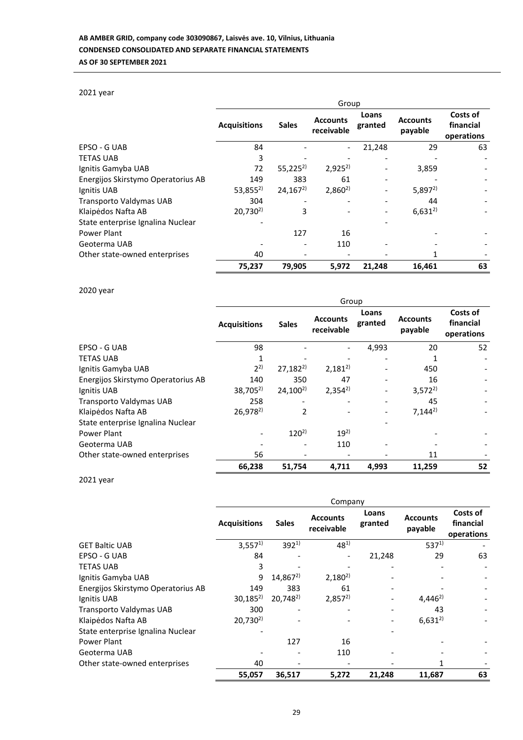2021 year

| | Group | | | | | |
|---|---|---|---|---|---|---|
| | Acquisitions | Sales | Accounts receivable | Loans granted | Accounts payable | Costs of financial operations |
| EPSO - G UAB | 84 | - | - | 21,248 | 29 | 63 |
| TETAS UAB | 3 | - | - | - | - | - |
| Ignitis Gamyba UAB | 72 | 55,225[2)] | 2,925[2)] | - | 3,859 | - |
| Energijos Skirstymo Operatorius AB | 149 | 383 | 61 | - | - | - |
| Ignitis UAB | 53,855[2)] | 24,167[2)] | 2,860[2)] | - | 5,897[2)] | - |
| Transporto Valdymas UAB | 304 | - | - | - | 44 | - |
| Klaipėdos Nafta AB | 20,730[2)] | 3 | - | - | 6,631[2)] | - |
| State enterprise Ignalina Nuclear Power Plant | - | 127 | 16 | - | - | - |
| Geoterma UAB | - | - | 110 | - | - | - |
| Other state-owned enterprises | 40 | - | - | - | 1 | - |
| | **75,237** | **79,905** | **5,972** | **21,248** | **16,461** | **63** |

2020 year

| | Group | | | | | |
|---|---|---|---|---|---|---|
| | Acquisitions | Sales | Accounts receivable | Loans granted | Accounts payable | Costs of financial operations |
| EPSO - G UAB | 98 | - | - | 4,993 | 20 | 52 |
| TETAS UAB | 1 | - | - | - | 1 | - |
| Ignitis Gamyba UAB | 2[2)] | 27,182[2)] | 2,181[2)] | - | 450 | - |
| Energijos Skirstymo Operatorius AB | 140 | 350 | 47 | - | 16 | - |
| Ignitis UAB | 38,705[2)] | 24,100[2)] | 2,354[2)] | - | 3,572[2)] | - |
| Transporto Valdymas UAB | 258 | - | - | - | 45 | - |
| Klaipėdos Nafta AB | 26,978[2)] | 2 | - | - | 7,144[2)] | - |
| State enterprise Ignalina Nuclear Power Plant | - | 120[2)] | 19[2)] | - | - | - |
| Geoterma UAB | - | - | 110 | - | - | - |
| Other state-owned enterprises | 56 | - | - | - | 11 | - |
| | **66,238** | **51,754** | **4,711** | **4,993** | **11,259** | **52** |

2021 year

| | Company | | | | | |
|---|---|---|---|---|---|---|
| | Acquisitions | Sales | Accounts receivable | Loans granted | Accounts payable | Costs of financial operations |
| GET Baltic UAB | 3,557[1)] | 392[1)] | 48[1)] | | 537[1)] | - |
| EPSO - G UAB | 84 | - | - | 21,248 | 29 | 63 |
| TETAS UAB | 3 | - | - | - | - | - |
| Ignitis Gamyba UAB | 9 | 14,867[2)] | 2,180[2)] | - | - | - |
| Energijos Skirstymo Operatorius AB | 149 | 383 | 61 | - | - | - |
| Ignitis UAB | 30,185[2)] | 20,748[2)] | 2,857[2)] | - | 4,446[2)] | - |
| Transporto Valdymas UAB | 300 | - | - | - | 43 | - |
| Klaipėdos Nafta AB | 20,730[2)] | - | - | - | 6,631[2)] | - |
| State enterprise Ignalina Nuclear Power Plant | - | 127 | 16 | - | - | - |
| Geoterma UAB | - | - | 110 | - | - | - |
| Other state-owned enterprises | 40 | - | - | - | 1 | - |
| | **55,057** | **36,517** | **5,272** | **21,248** | **11,687** | **63** |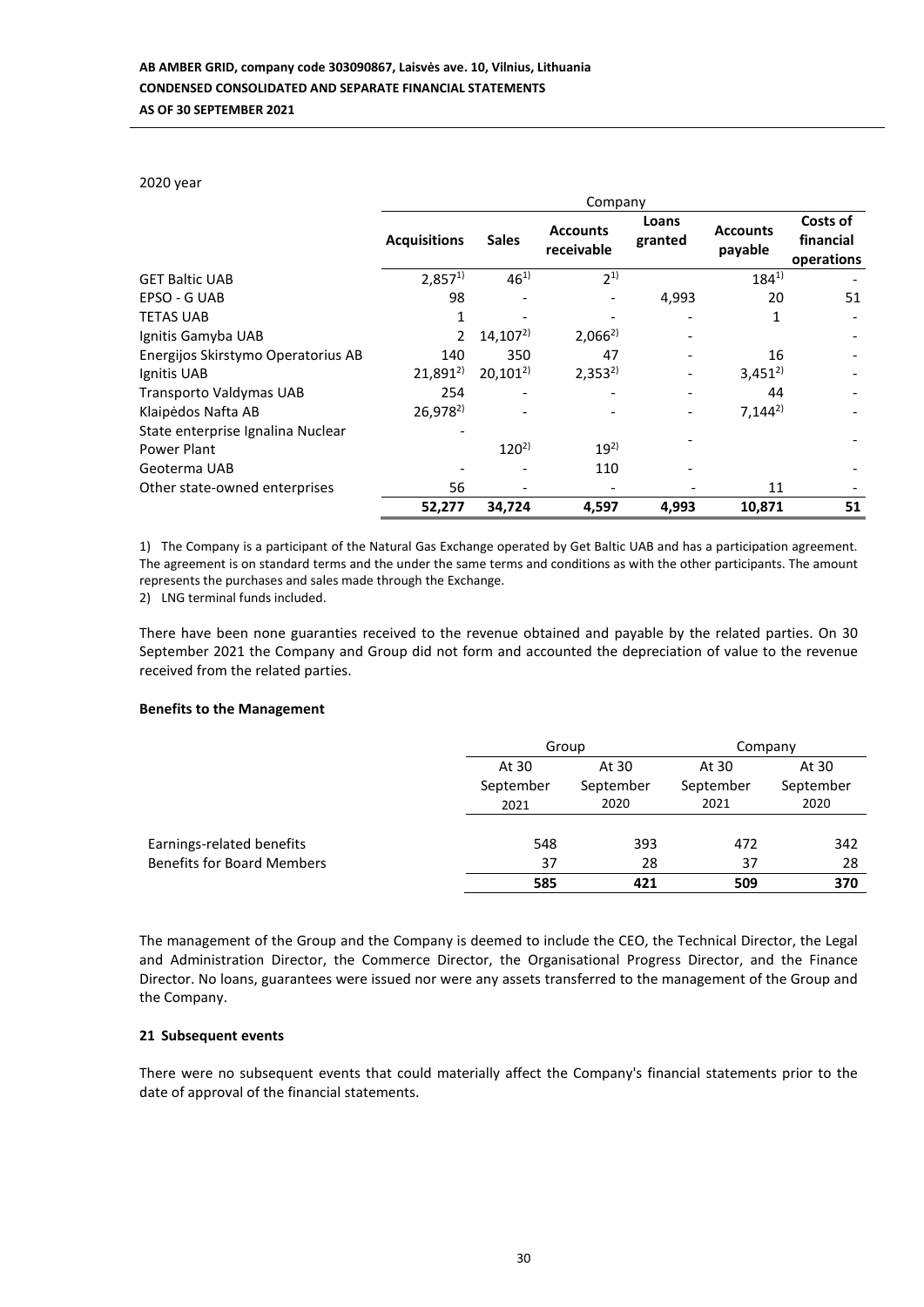2020 year

| | Company | | | | | |
|---|---|---|---|---|---|---|
| | **Acquisitions** | **Sales** | **Accounts receivable** | **Loans granted** | **Accounts payable** | **Costs of financial operations** |
| GET Baltic UAB | 2,857[1)] | 46[1)] | 2[1)] | | 184[1)] | - |
| EPSO - G UAB | 98 | - | - | 4,993 | 20 | 51 |
| TETAS UAB | 1 | - | - | - | 1 | - |
| Ignitis Gamyba UAB | 2 | 14,107[2)] | 2,066[2)] | - | | - |
| Energijos Skirstymo Operatorius AB | 140 | 350 | 47 | - | 16 | - |
| Ignitis UAB | 21,891[2)] | 20,101[2)] | 2,353[2)] | - | 3,451[2)] | - |
| Transporto Valdymas UAB | 254 | - | - | - | 44 | - |
| Klaipėdos Nafta AB | 26,978[2)] | - | - | - | 7,144[2)] | - |
| State enterprise Ignalina Nuclear Power Plant | - | 120[2)] | 19[2)] | - | | - |
| Geoterma UAB | - | - | 110 | - | | - |
| Other state-owned enterprises | 56 | - | - | - | 11 | - |
| | **52,277** | **34,724** | **4,597** | **4,993** | **10,871** | **51** |

1) The Company is a participant of the Natural Gas Exchange operated by Get Baltic UAB and has a participation agreement. The agreement is on standard terms and the under the same terms and conditions as with the other participants. The amount represents the purchases and sales made through the Exchange.

2) LNG terminal funds included.

There have been none guaranties received to the revenue obtained and payable by the related parties. On 30 September 2021 the Company and Group did not form and accounted the depreciation of value to the revenue received from the related parties.

**Benefits to the Management**

| | Group | | Company | |
|---|---|---|---|---|
| | At 30 September 2021 | At 30 September 2020 | At 30 September 2021 | At 30 September 2020 |
| Earnings-related benefits | 548 | 393 | 472 | 342 |
| Benefits for Board Members | 37 | 28 | 37 | 28 |
| | **585** | **421** | **509** | **370** |

The management of the Group and the Company is deemed to include the CEO, the Technical Director, the Legal and Administration Director, the Commerce Director, the Organisational Progress Director, and the Finance Director. No loans, guarantees were issued nor were any assets transferred to the management of the Group and the Company.

**21 Subsequent events**

There were no subsequent events that could materially affect the Company's financial statements prior to the date of approval of the financial statements.